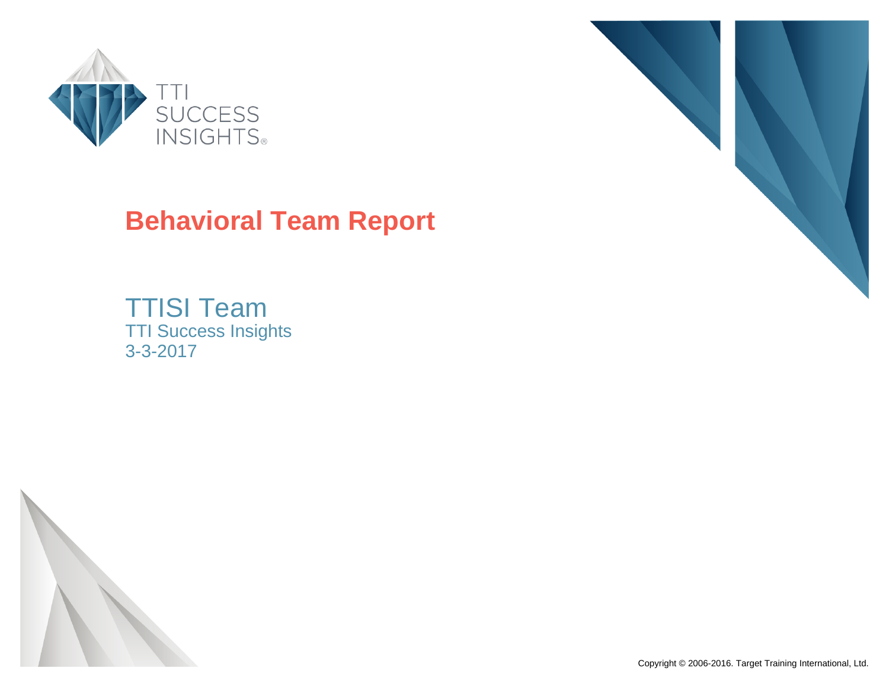TTI SUCCESS INSIGHTS®

# Behavioral Team Report

## TTISI Team

TTI Success Insights

3-3-2017

Copyright © 2006-2016. Target Training International, Ltd.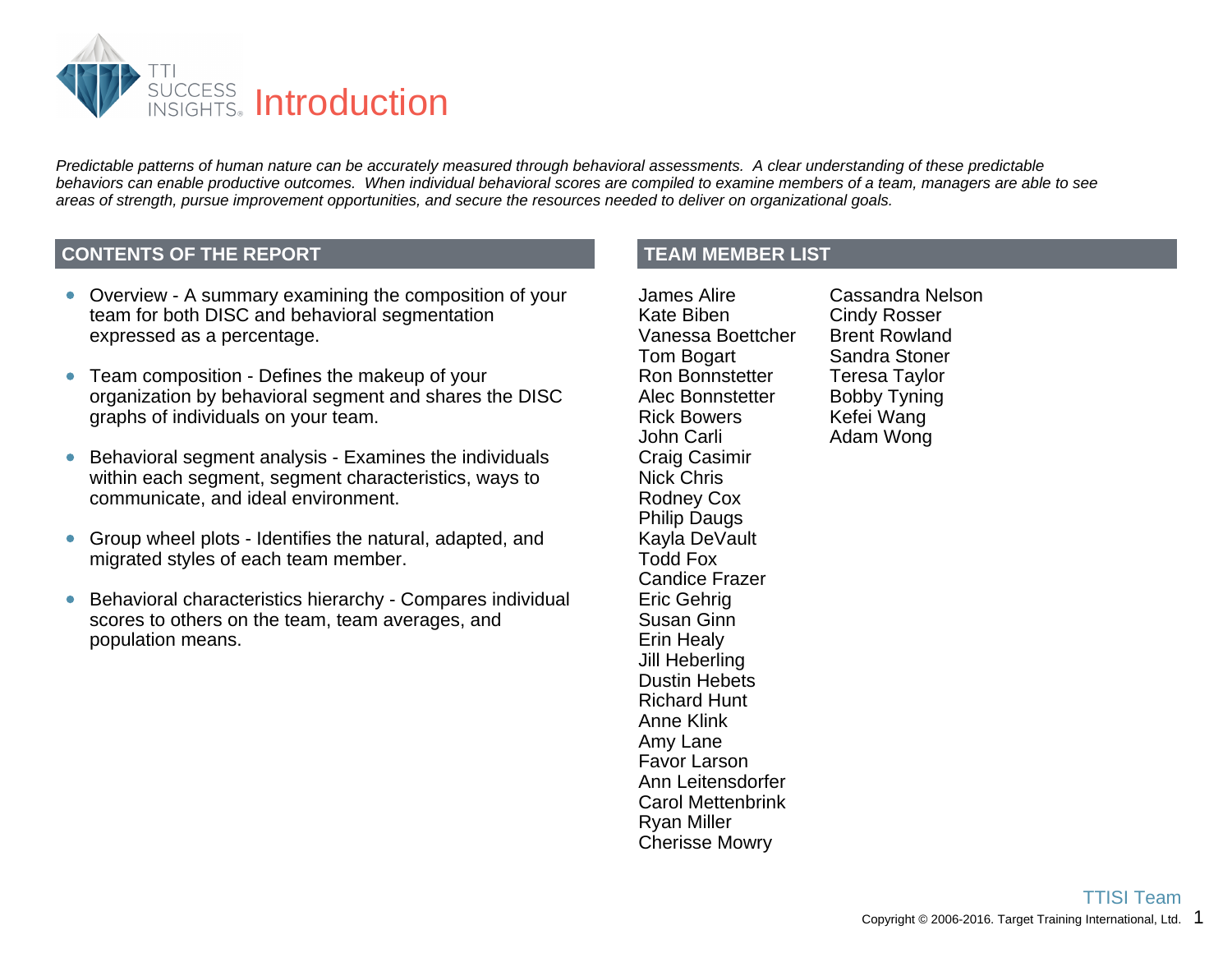# Introduction

*Predictable patterns of human nature can be accurately measured through behavioral assessments. A clear understanding of these predictable behaviors can enable productive outcomes. When individual behavioral scores are compiled to examine members of a team, managers are able to see areas of strength, pursue improvement opportunities, and secure the resources needed to deliver on organizational goals.*

## CONTENTS OF THE REPORT

- Overview - A summary examining the composition of your team for both DISC and behavioral segmentation expressed as a percentage.
- Team composition - Defines the makeup of your organization by behavioral segment and shares the DISC graphs of individuals on your team.
- Behavioral segment analysis - Examines the individuals within each segment, segment characteristics, ways to communicate, and ideal environment.
- Group wheel plots - Identifies the natural, adapted, and migrated styles of each team member.
- Behavioral characteristics hierarchy - Compares individual scores to others on the team, team averages, and population means.

## TEAM MEMBER LIST

James Alire
Kate Biben
Vanessa Boettcher
Tom Bogart
Ron Bonnstetter
Alec Bonnstetter
Rick Bowers
John Carli
Craig Casimir
Nick Chris
Rodney Cox
Philip Daugs
Kayla DeVault
Todd Fox
Candice Frazer
Eric Gehrig
Susan Ginn
Erin Healy
Jill Heberling
Dustin Hebets
Richard Hunt
Anne Klink
Amy Lane
Favor Larson
Ann Leitensdorfer
Carol Mettenbrink
Ryan Miller
Cherisse Mowry
Cassandra Nelson
Cindy Rosser
Brent Rowland
Sandra Stoner
Teresa Taylor
Bobby Tyning
Kefei Wang
Adam Wong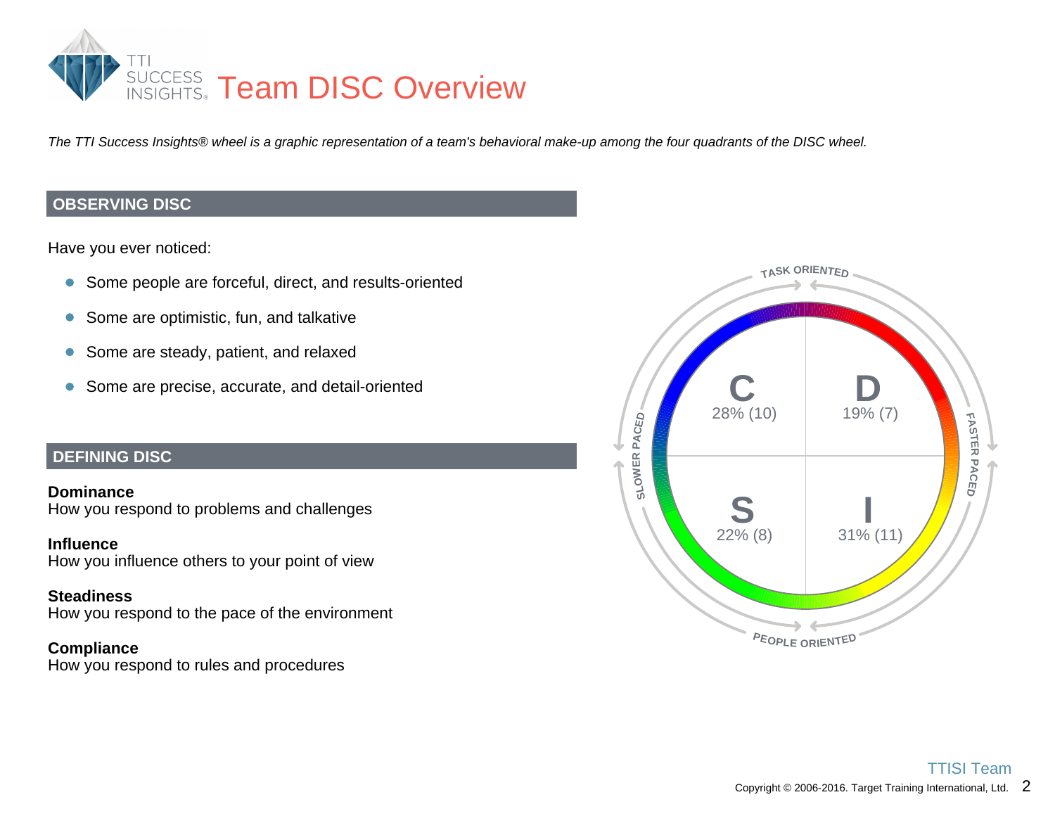# Team DISC Overview

*The TTI Success Insights® wheel is a graphic representation of a team's behavioral make-up among the four quadrants of the DISC wheel.*

## OBSERVING DISC

Have you ever noticed:

- Some people are forceful, direct, and results-oriented
- Some are optimistic, fun, and talkative
- Some are steady, patient, and relaxed
- Some are precise, accurate, and detail-oriented

## DEFINING DISC

**Dominance**
How you respond to problems and challenges

**Influence**
How you influence others to your point of view

**Steadiness**
How you respond to the pace of the environment

**Compliance**
How you respond to rules and procedures

TASK ORIENTED

SLOWER PACED | FASTER PACED

| **C** 28% (10) | **D** 19% (7) |
|---|---|
| **S** 22% (8) | **I** 31% (11) |

PEOPLE ORIENTED

TTISI Team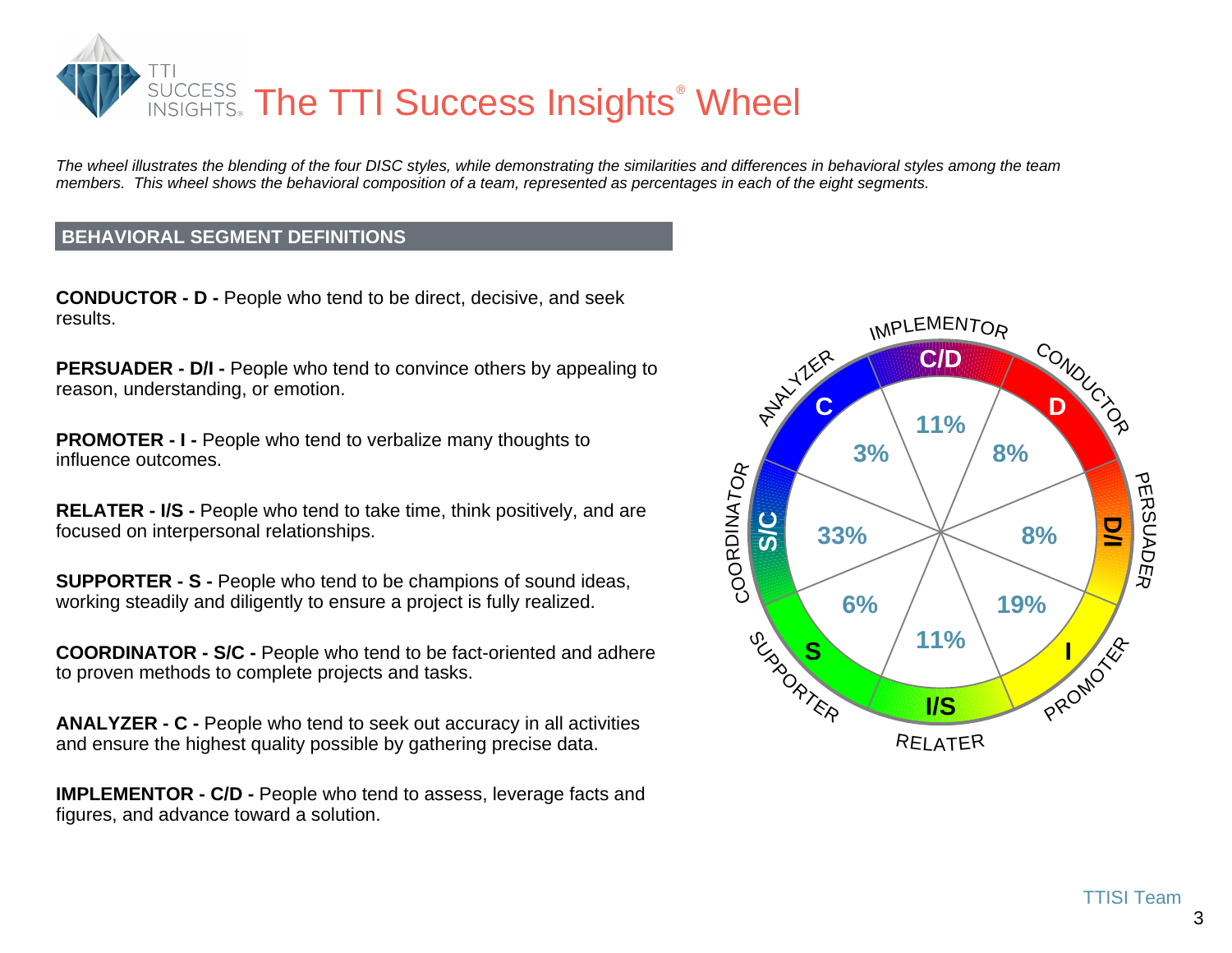# The TTI Success Insights® Wheel

*The wheel illustrates the blending of the four DISC styles, while demonstrating the similarities and differences in behavioral styles among the team members. This wheel shows the behavioral composition of a team, represented as percentages in each of the eight segments.*

## BEHAVIORAL SEGMENT DEFINITIONS

**CONDUCTOR - D -** People who tend to be direct, decisive, and seek results.

**PERSUADER - D/I -** People who tend to convince others by appealing to reason, understanding, or emotion.

**PROMOTER - I -** People who tend to verbalize many thoughts to influence outcomes.

**RELATER - I/S -** People who tend to take time, think positively, and are focused on interpersonal relationships.

**SUPPORTER - S -** People who tend to be champions of sound ideas, working steadily and diligently to ensure a project is fully realized.

**COORDINATOR - S/C -** People who tend to be fact-oriented and adhere to proven methods to complete projects and tasks.

**ANALYZER - C -** People who tend to seek out accuracy in all activities and ensure the highest quality possible by gathering precise data.

**IMPLEMENTOR - C/D -** People who tend to assess, leverage facts and figures, and advance toward a solution.

| Segment | Percentage |
| --- | --- |
| IMPLEMENTOR (C/D) | 11% |
| CONDUCTOR (D) | 8% |
| PERSUADER (D/I) | 8% |
| PROMOTER (I) | 19% |
| RELATER (I/S) | 11% |
| SUPPORTER (S) | 6% |
| COORDINATOR (S/C) | 33% |
| ANALYZER (C) | 3% |

TTISI Team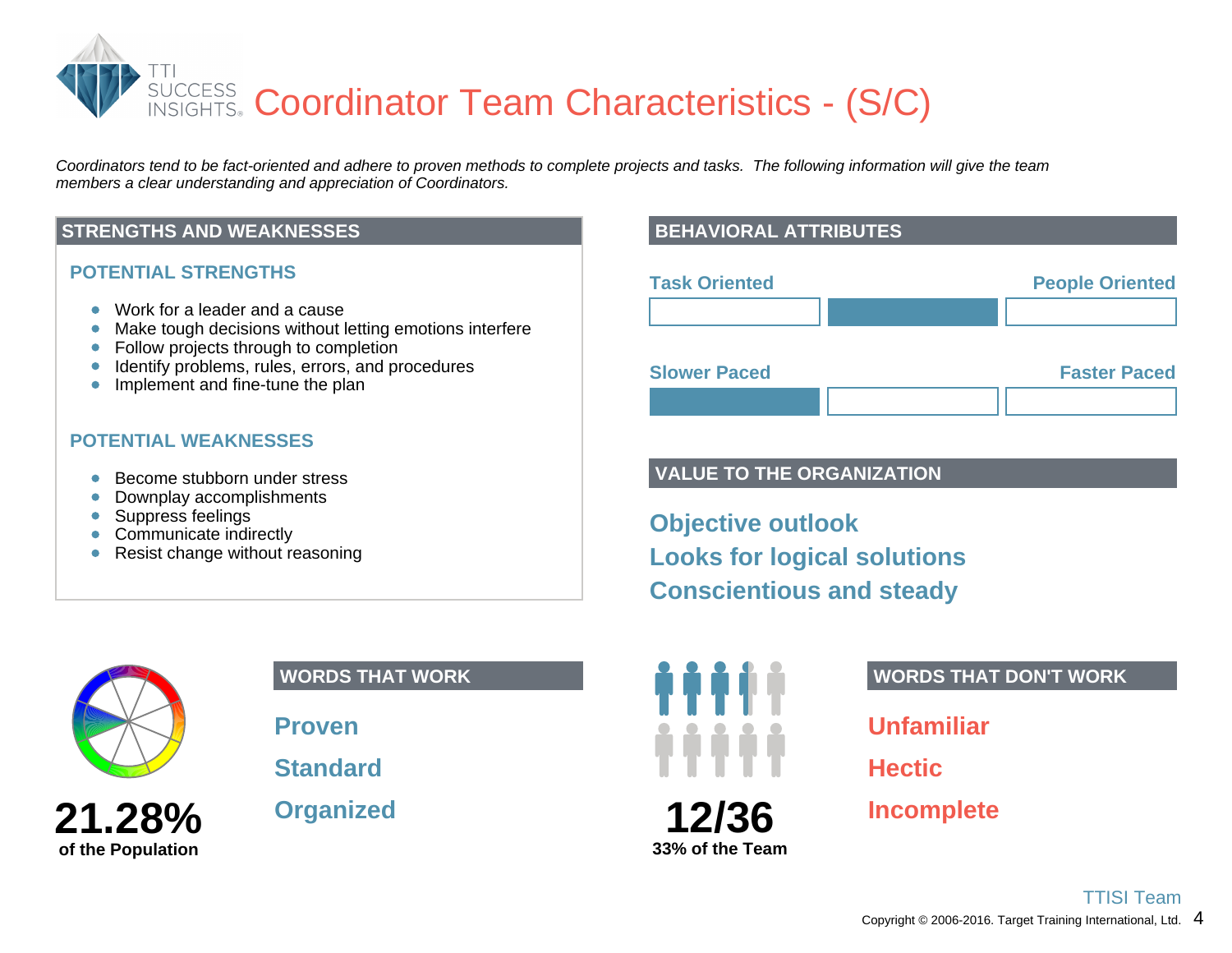# Coordinator Team Characteristics - (S/C)

*Coordinators tend to be fact-oriented and adhere to proven methods to complete projects and tasks. The following information will give the team members a clear understanding and appreciation of Coordinators.*

## STRENGTHS AND WEAKNESSES

### POTENTIAL STRENGTHS

- Work for a leader and a cause
- Make tough decisions without letting emotions interfere
- Follow projects through to completion
- Identify problems, rules, errors, and procedures
- Implement and fine-tune the plan

### POTENTIAL WEAKNESSES

- Become stubborn under stress
- Downplay accomplishments
- Suppress feelings
- Communicate indirectly
- Resist change without reasoning

## BEHAVIORAL ATTRIBUTES

Task Oriented — People Oriented

Slower Paced — Faster Paced

## VALUE TO THE ORGANIZATION

**Objective outlook**

**Looks for logical solutions**

**Conscientious and steady**

**21.28%**
**of the Population**

## WORDS THAT WORK

**Proven**

**Standard**

**Organized**

**12/36**
**33% of the Team**

## WORDS THAT DON'T WORK

**Unfamiliar**

**Hectic**

**Incomplete**

TTISI Team

Copyright © 2006-2016. Target Training International, Ltd.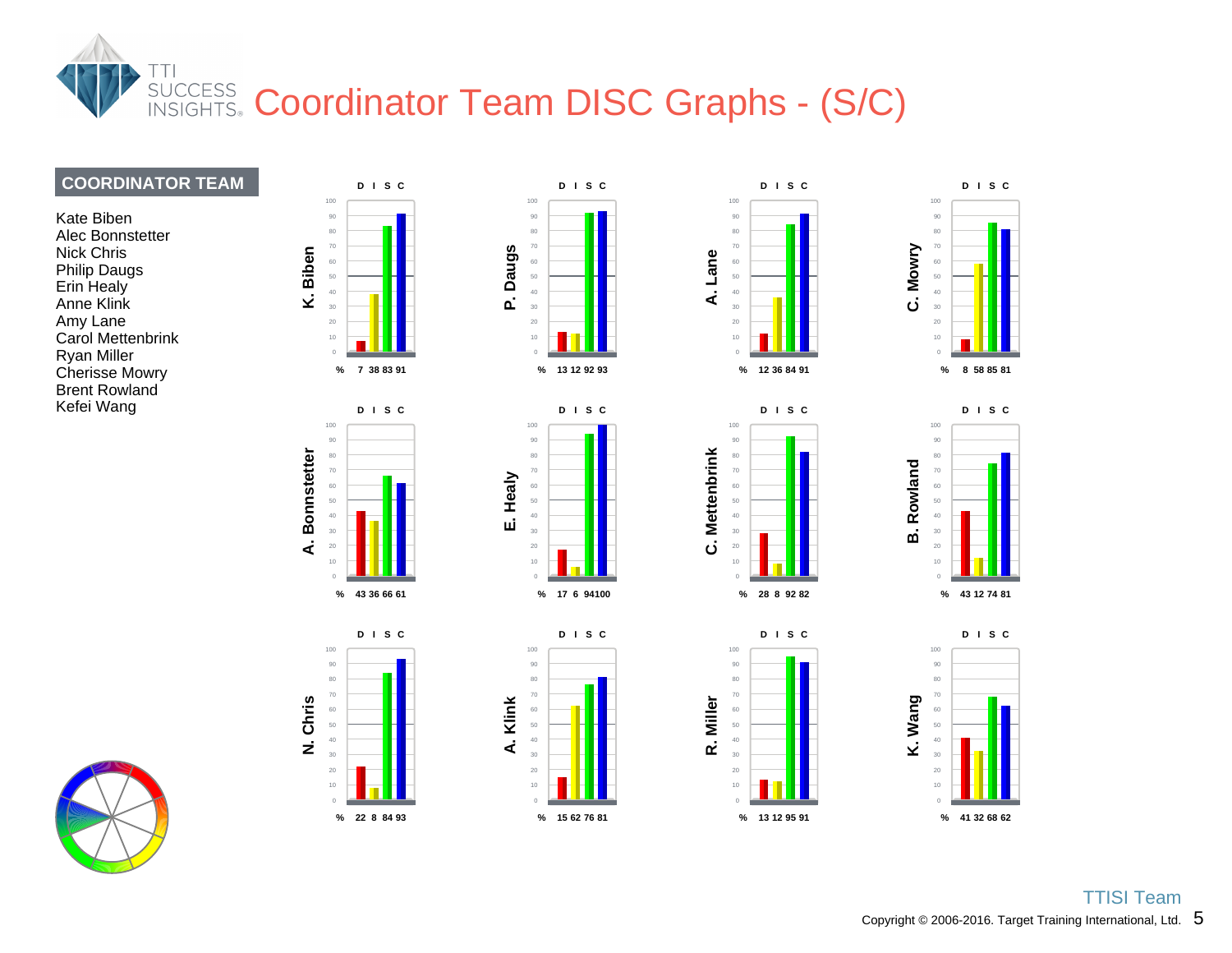# Coordinator Team DISC Graphs - (S/C)

**COORDINATOR TEAM**

Kate Biben
Alec Bonnstetter
Nick Chris
Philip Daugs
Erin Healy
Anne Klink
Amy Lane
Carol Mettenbrink
Ryan Miller
Cherisse Mowry
Brent Rowland
Kefei Wang

| Name | D | I | S | C |
|---|---|---|---|---|
| K. Biben | 7 | 38 | 83 | 91 |
| P. Daugs | 13 | 12 | 92 | 93 |
| A. Lane | 12 | 36 | 84 | 91 |
| C. Mowry | 8 | 58 | 85 | 81 |
| A. Bonnstetter | 43 | 36 | 66 | 61 |
| E. Healy | 17 | 6 | 94 | 100 |
| C. Mettenbrink | 28 | 8 | 92 | 82 |
| B. Rowland | 43 | 12 | 74 | 81 |
| N. Chris | 22 | 8 | 84 | 93 |
| A. Klink | 15 | 62 | 76 | 81 |
| R. Miller | 13 | 12 | 95 | 91 |
| K. Wang | 41 | 32 | 68 | 62 |

TTISI Team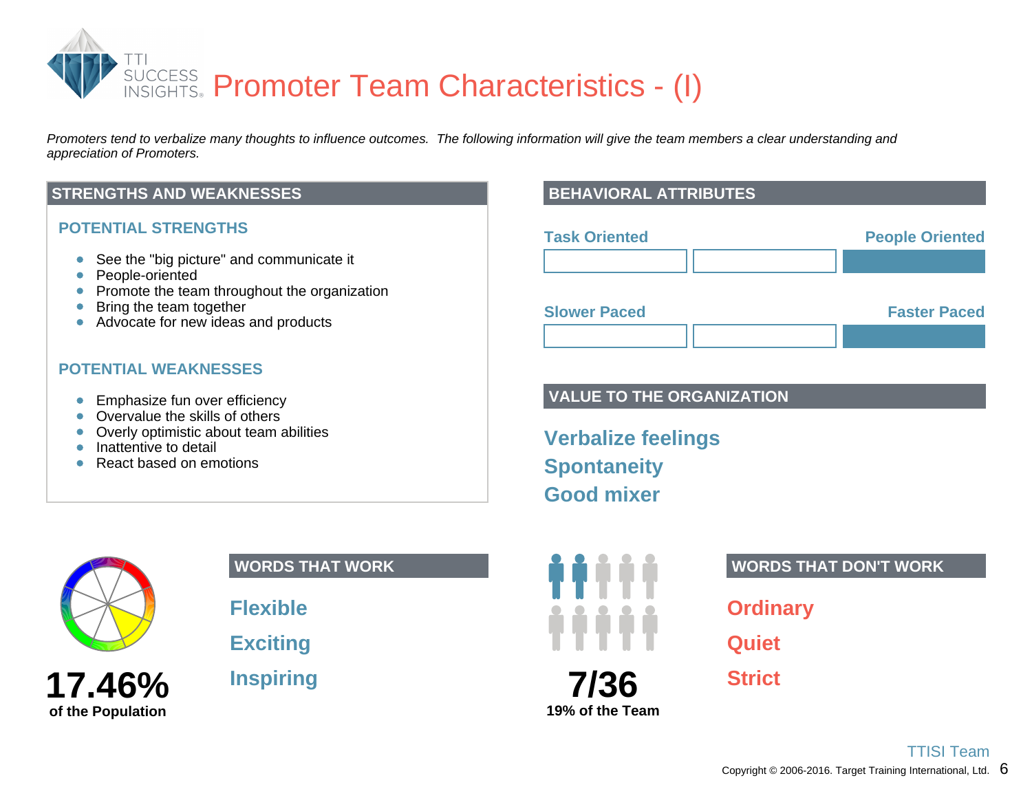# Promoter Team Characteristics - (I)

*Promoters tend to verbalize many thoughts to influence outcomes. The following information will give the team members a clear understanding and appreciation of Promoters.*

## STRENGTHS AND WEAKNESSES

### POTENTIAL STRENGTHS

- See the "big picture" and communicate it
- People-oriented
- Promote the team throughout the organization
- Bring the team together
- Advocate for new ideas and products

### POTENTIAL WEAKNESSES

- Emphasize fun over efficiency
- Overvalue the skills of others
- Overly optimistic about team abilities
- Inattentive to detail
- React based on emotions

## BEHAVIORAL ATTRIBUTES

Task Oriented — People Oriented

Slower Paced — Faster Paced

## VALUE TO THE ORGANIZATION

**Verbalize feelings**

**Spontaneity**

**Good mixer**

**17.46%**
**of the Population**

## WORDS THAT WORK

**Flexible**

**Exciting**

**Inspiring**

**7/36**
**19% of the Team**

## WORDS THAT DON'T WORK

**Ordinary**

**Quiet**

**Strict**

TTISI Team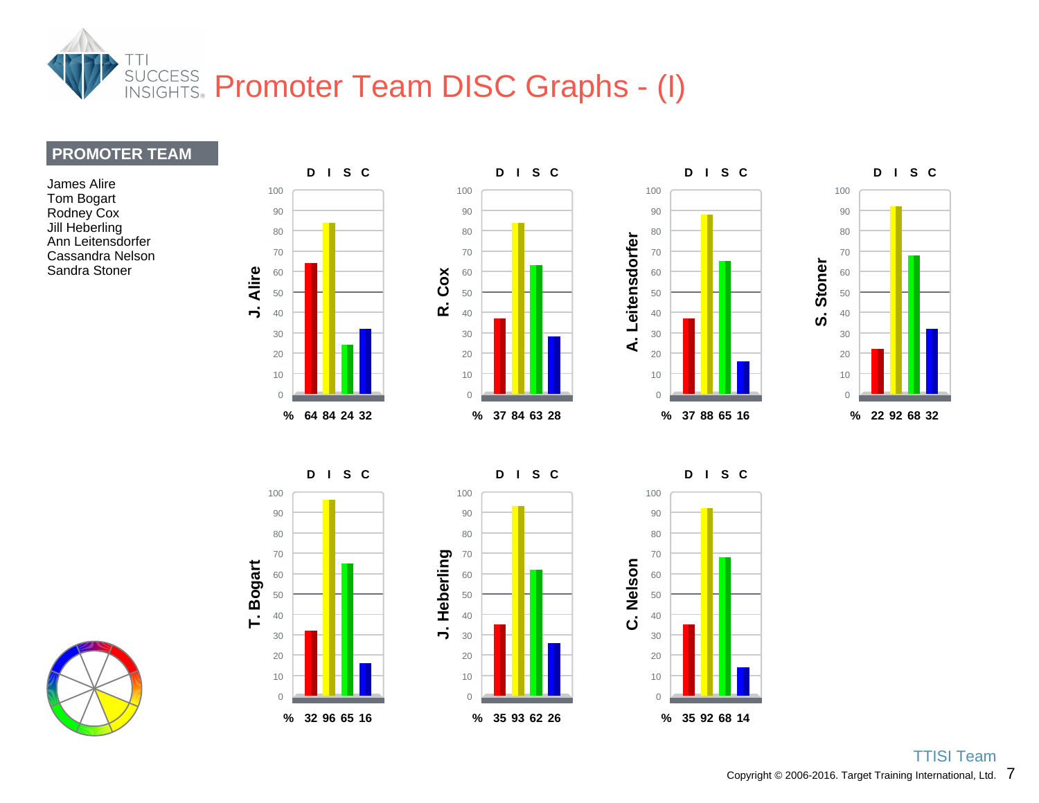# Promoter Team DISC Graphs - (I)

## PROMOTER TEAM

James Alire
Tom Bogart
Rodney Cox
Jill Heberling
Ann Leitensdorfer
Cassandra Nelson
Sandra Stoner

| Name | D | I | S | C |
|---|---|---|---|---|
| J. Alire | 64 | 84 | 24 | 32 |
| R. Cox | 37 | 84 | 63 | 28 |
| A. Leitensdorfer | 37 | 88 | 65 | 16 |
| S. Stoner | 22 | 92 | 68 | 32 |
| T. Bogart | 32 | 96 | 65 | 16 |
| J. Heberling | 35 | 93 | 62 | 26 |
| C. Nelson | 35 | 92 | 68 | 14 |

TTISI Team

Copyright © 2006-2016. Target Training International, Ltd.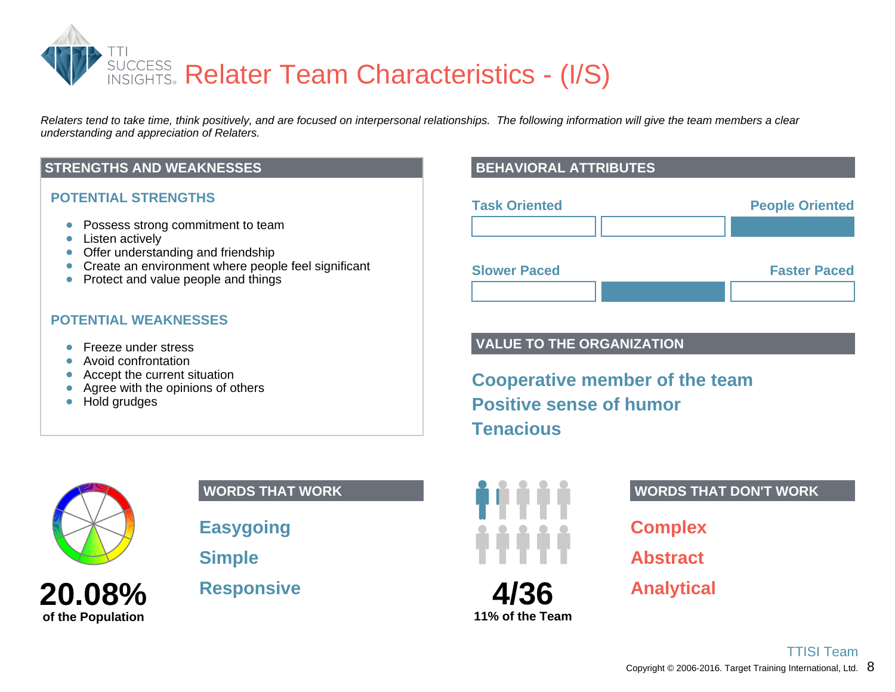# Relater Team Characteristics - (I/S)

*Relaters tend to take time, think positively, and are focused on interpersonal relationships. The following information will give the team members a clear understanding and appreciation of Relaters.*

## STRENGTHS AND WEAKNESSES

### POTENTIAL STRENGTHS

- Possess strong commitment to team
- Listen actively
- Offer understanding and friendship
- Create an environment where people feel significant
- Protect and value people and things

### POTENTIAL WEAKNESSES

- Freeze under stress
- Avoid confrontation
- Accept the current situation
- Agree with the opinions of others
- Hold grudges

## BEHAVIORAL ATTRIBUTES

Task Oriented — People Oriented

Slower Paced — Faster Paced

## VALUE TO THE ORGANIZATION

**Cooperative member of the team**

**Positive sense of humor**

**Tenacious**

**20.08%**
**of the Population**

## WORDS THAT WORK

**Easygoing**

**Simple**

**Responsive**

**4/36**
**11% of the Team**

## WORDS THAT DON'T WORK

**Complex**

**Abstract**

**Analytical**

TTISI Team

Copyright © 2006-2016. Target Training International, Ltd.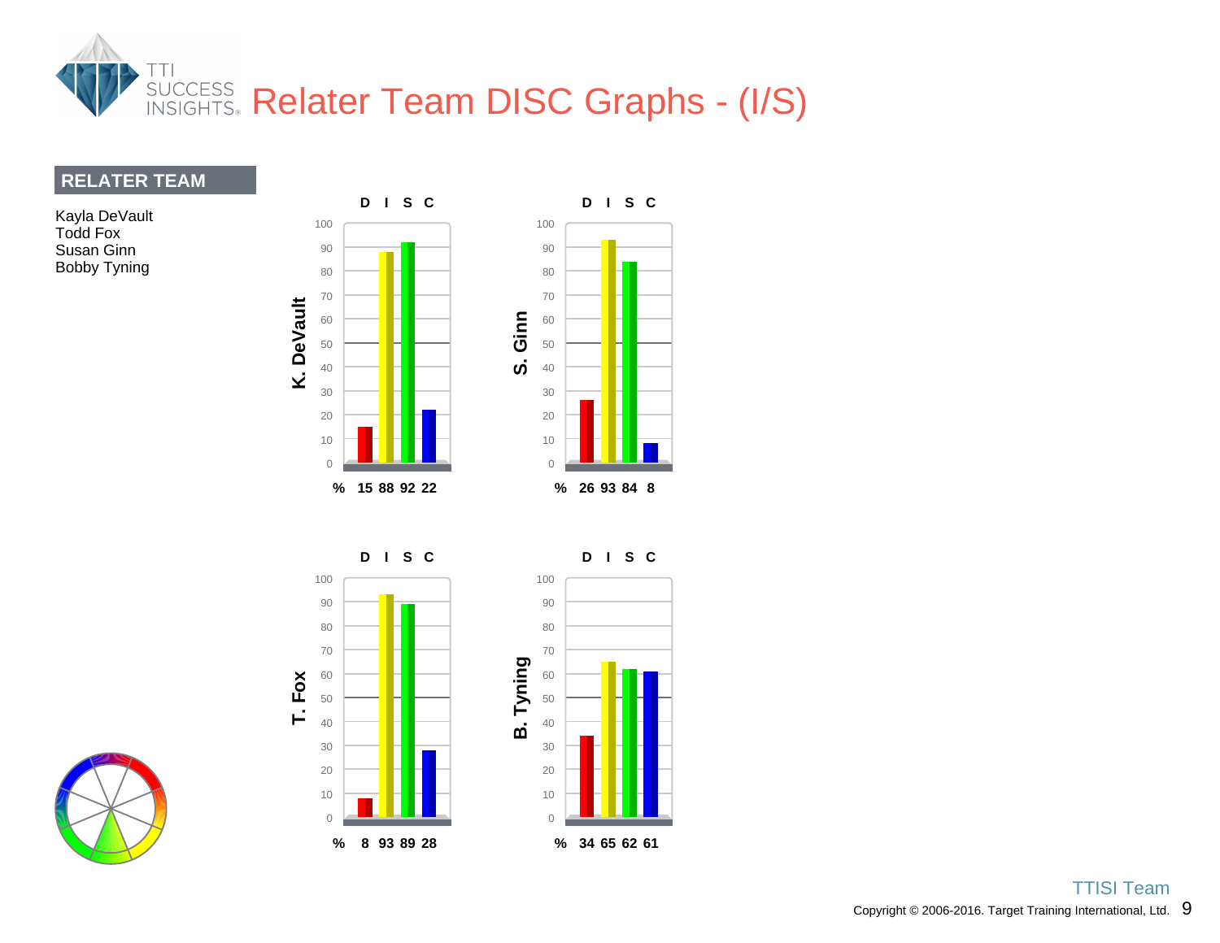# Relater Team DISC Graphs - (I/S)

## RELATER TEAM

Kayla DeVault
Todd Fox
Susan Ginn
Bobby Tyning

**K. DeVault**

| | D | I | S | C |
|---|---|---|---|---|
| % | 15 | 88 | 92 | 22 |

**S. Ginn**

| | D | I | S | C |
|---|---|---|---|---|
| % | 26 | 93 | 84 | 8 |

**T. Fox**

| | D | I | S | C |
|---|---|---|---|---|
| % | 8 | 93 | 89 | 28 |

**B. Tyning**

| | D | I | S | C |
|---|---|---|---|---|
| % | 34 | 65 | 62 | 61 |

TTISI Team

Copyright © 2006-2016. Target Training International, Ltd.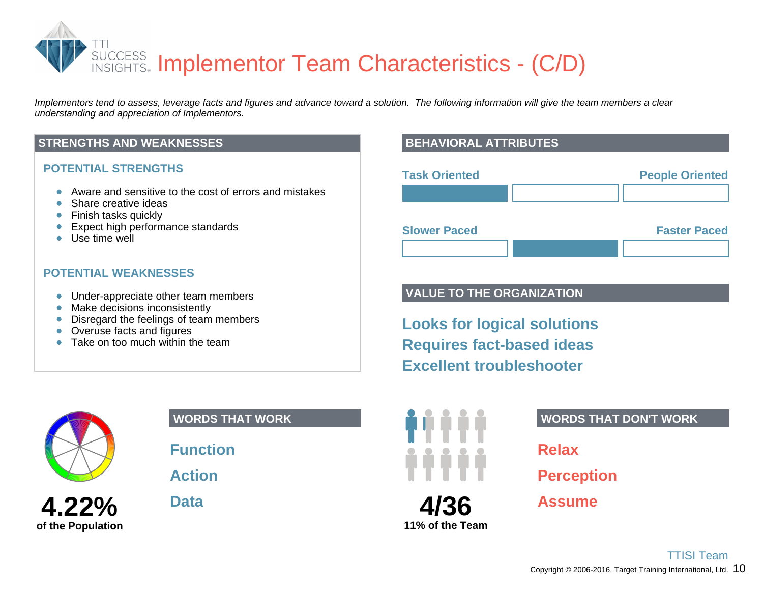# Implementor Team Characteristics - (C/D)

*Implementors tend to assess, leverage facts and figures and advance toward a solution. The following information will give the team members a clear understanding and appreciation of Implementors.*

## STRENGTHS AND WEAKNESSES

### POTENTIAL STRENGTHS

- Aware and sensitive to the cost of errors and mistakes
- Share creative ideas
- Finish tasks quickly
- Expect high performance standards
- Use time well

### POTENTIAL WEAKNESSES

- Under-appreciate other team members
- Make decisions inconsistently
- Disregard the feelings of team members
- Overuse facts and figures
- Take on too much within the team

## BEHAVIORAL ATTRIBUTES

Task Oriented — People Oriented

Slower Paced — Faster Paced

## VALUE TO THE ORGANIZATION

**Looks for logical solutions**

**Requires fact-based ideas**

**Excellent troubleshooter**

**4.22%**
**of the Population**

## WORDS THAT WORK

**Function**

**Action**

**Data**

**4/36**
**11% of the Team**

## WORDS THAT DON'T WORK

**Relax**

**Perception**

**Assume**

TTISI Team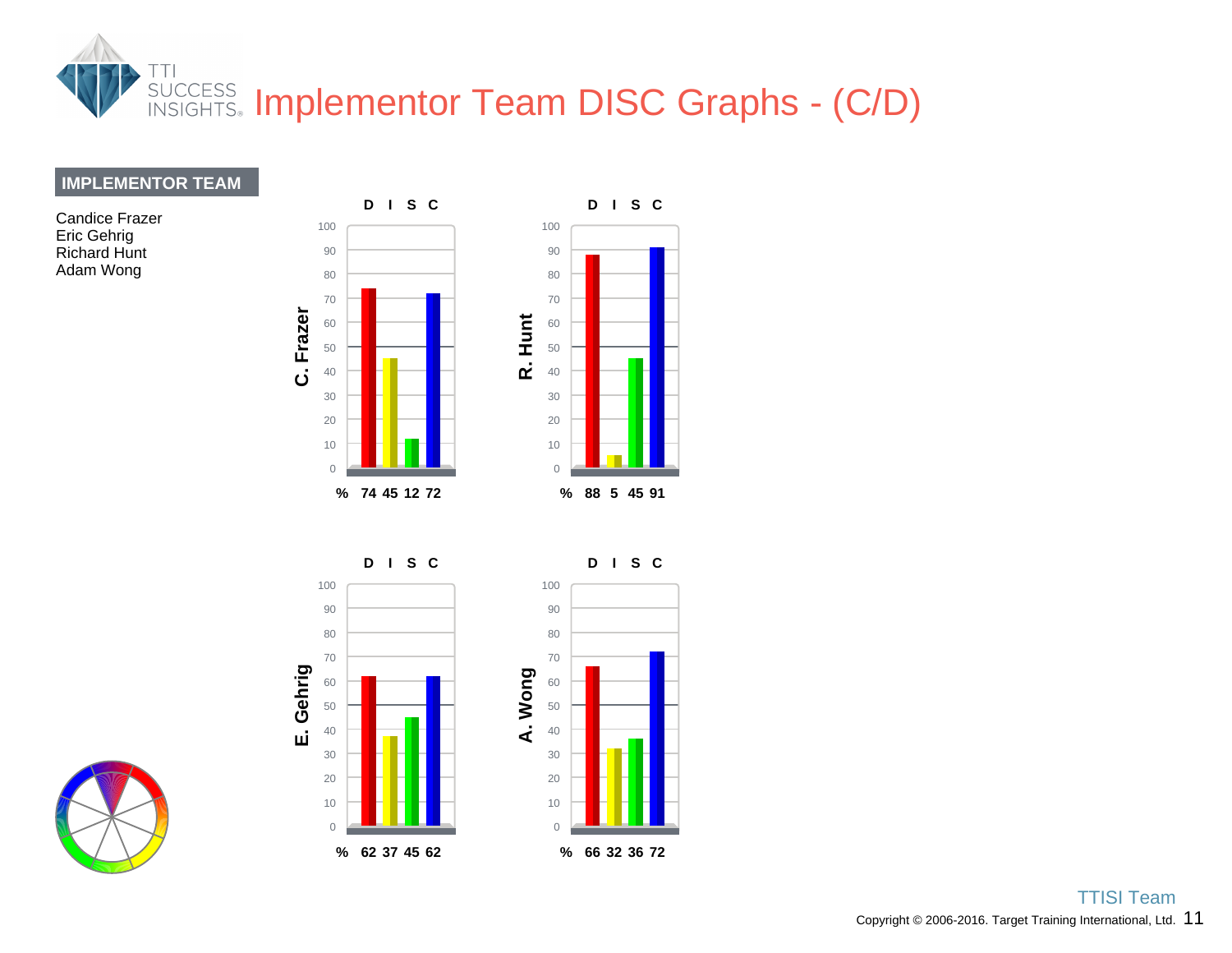# Implementor Team DISC Graphs - (C/D)

**IMPLEMENTOR TEAM**

Candice Frazer
Eric Gehrig
Richard Hunt
Adam Wong

| | D | I | S | C |
|---|---|---|---|---|
| C. Frazer (%) | 74 | 45 | 12 | 72 |
| R. Hunt (%) | 88 | 5 | 45 | 91 |
| E. Gehrig (%) | 62 | 37 | 45 | 62 |
| A. Wong (%) | 66 | 32 | 36 | 72 |

TTISI Team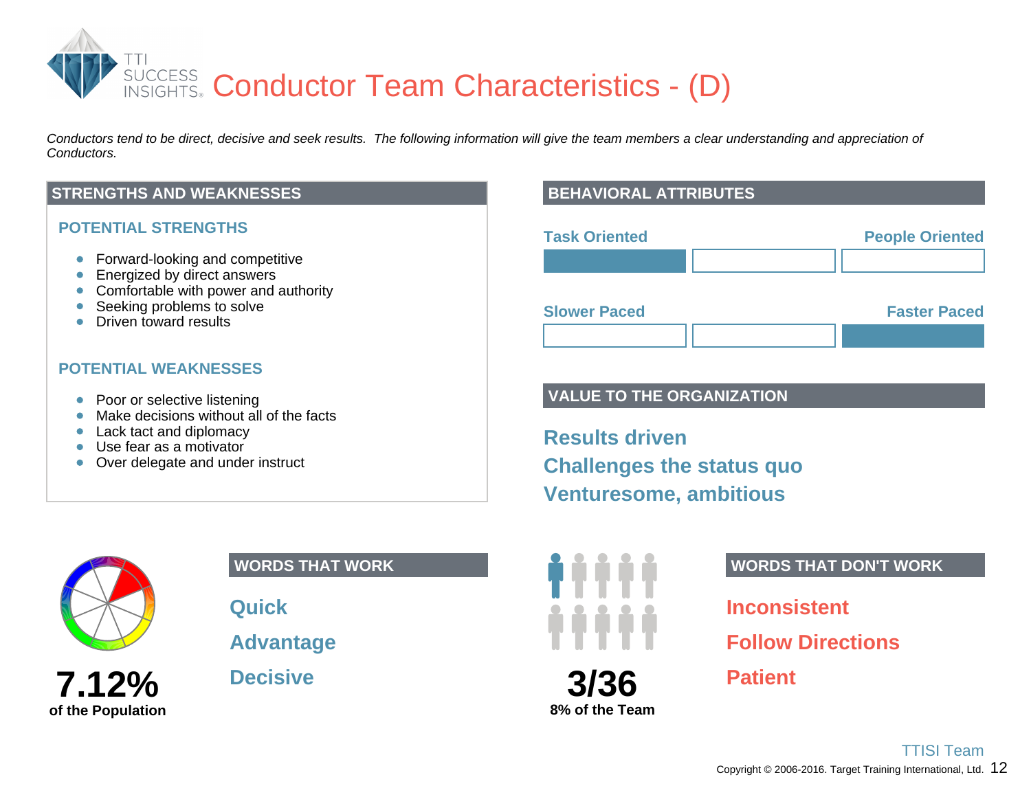# Conductor Team Characteristics - (D)

*Conductors tend to be direct, decisive and seek results. The following information will give the team members a clear understanding and appreciation of Conductors.*

## STRENGTHS AND WEAKNESSES

### POTENTIAL STRENGTHS

- Forward-looking and competitive
- Energized by direct answers
- Comfortable with power and authority
- Seeking problems to solve
- Driven toward results

### POTENTIAL WEAKNESSES

- Poor or selective listening
- Make decisions without all of the facts
- Lack tact and diplomacy
- Use fear as a motivator
- Over delegate and under instruct

## BEHAVIORAL ATTRIBUTES

Task Oriented — People Oriented

Slower Paced — Faster Paced

## VALUE TO THE ORGANIZATION

**Results driven**

**Challenges the status quo**

**Venturesome, ambitious**

**7.12%**
**of the Population**

## WORDS THAT WORK

**Quick**

**Advantage**

**Decisive**

**3/36**
**8% of the Team**

## WORDS THAT DON'T WORK

**Inconsistent**

**Follow Directions**

**Patient**

TTISI Team

Copyright © 2006-2016. Target Training International, Ltd.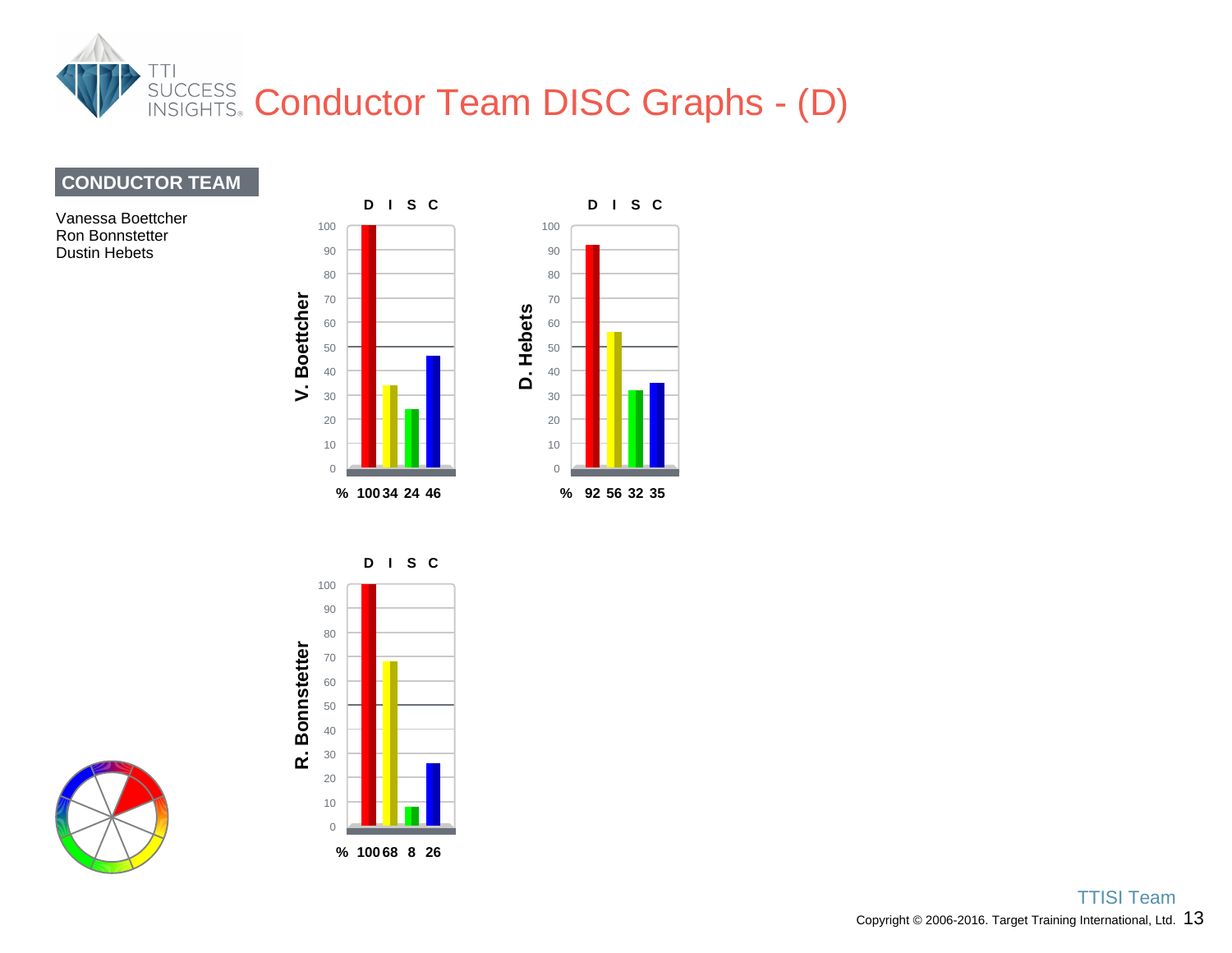# Conductor Team DISC Graphs - (D)

**CONDUCTOR TEAM**

Vanessa Boettcher
Ron Bonnstetter
Dustin Hebets

| Name | D | I | S | C |
|---|---|---|---|---|
| V. Boettcher | 100 | 34 | 24 | 46 |
| D. Hebets | 92 | 56 | 32 | 35 |
| R. Bonnstetter | 100 | 68 | 8 | 26 |

TTISI Team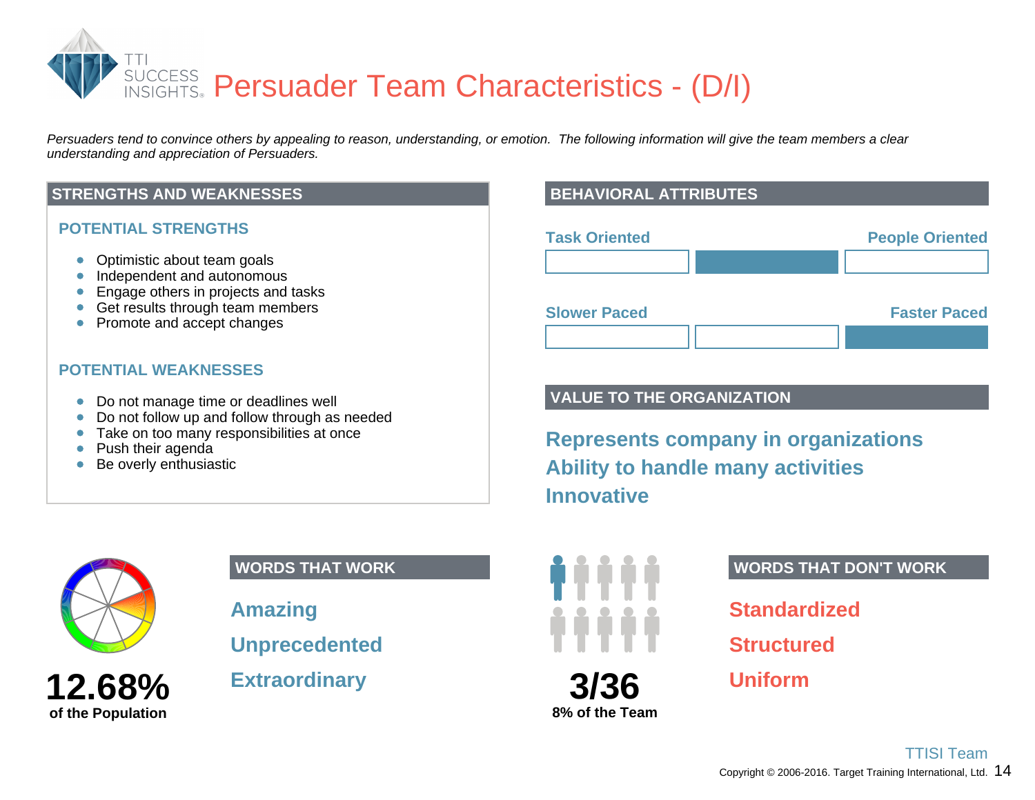# Persuader Team Characteristics - (D/I)

*Persuaders tend to convince others by appealing to reason, understanding, or emotion. The following information will give the team members a clear understanding and appreciation of Persuaders.*

## STRENGTHS AND WEAKNESSES

### POTENTIAL STRENGTHS

- Optimistic about team goals
- Independent and autonomous
- Engage others in projects and tasks
- Get results through team members
- Promote and accept changes

### POTENTIAL WEAKNESSES

- Do not manage time or deadlines well
- Do not follow up and follow through as needed
- Take on too many responsibilities at once
- Push their agenda
- Be overly enthusiastic

## BEHAVIORAL ATTRIBUTES

Task Oriented — People Oriented

Slower Paced — Faster Paced

## VALUE TO THE ORGANIZATION

**Represents company in organizations**

**Ability to handle many activities**

**Innovative**

**12.68%**
**of the Population**

## WORDS THAT WORK

**Amazing**

**Unprecedented**

**Extraordinary**

**3/36**
**8% of the Team**

## WORDS THAT DON'T WORK

**Standardized**

**Structured**

**Uniform**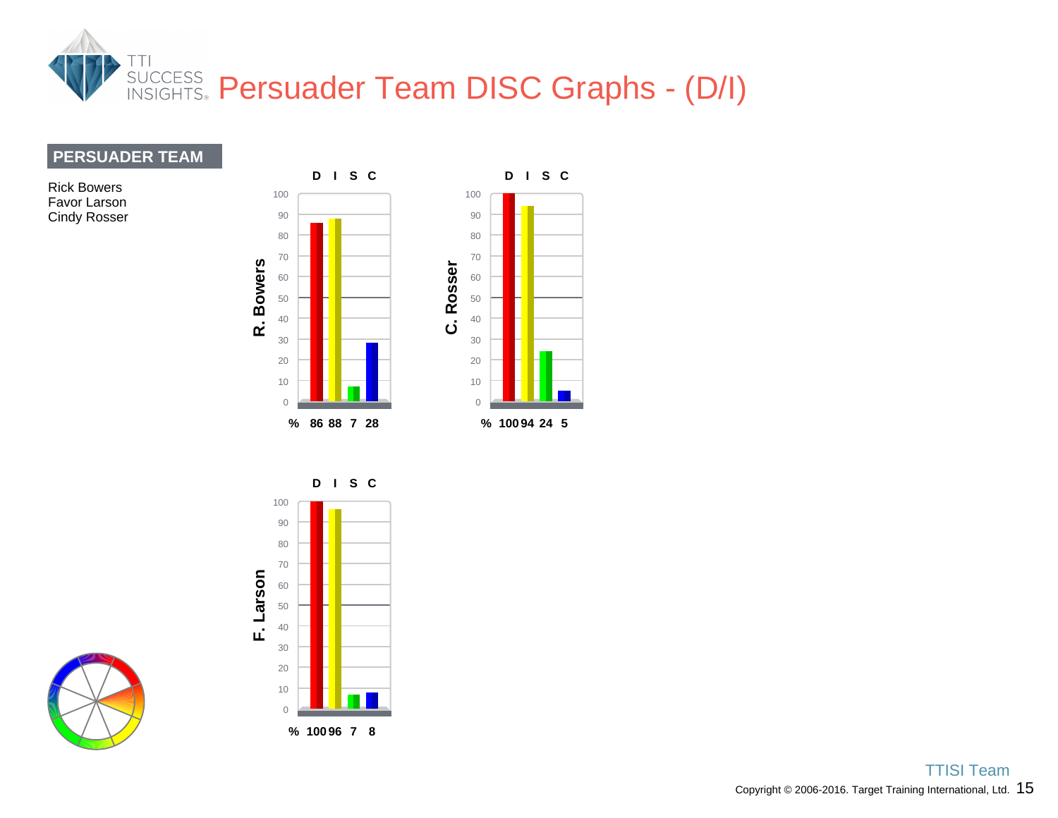# Persuader Team DISC Graphs - (D/I)

**PERSUADER TEAM**

Rick Bowers
Favor Larson
Cindy Rosser

**R. Bowers**

| | D | I | S | C |
|---|---|---|---|---|
| % | 86 | 88 | 7 | 28 |

**C. Rosser**

| | D | I | S | C |
|---|---|---|---|---|
| % | 100 | 94 | 24 | 5 |

**F. Larson**

| | D | I | S | C |
|---|---|---|---|---|
| % | 100 | 96 | 7 | 8 |

TTISI Team

Copyright © 2006-2016. Target Training International, Ltd.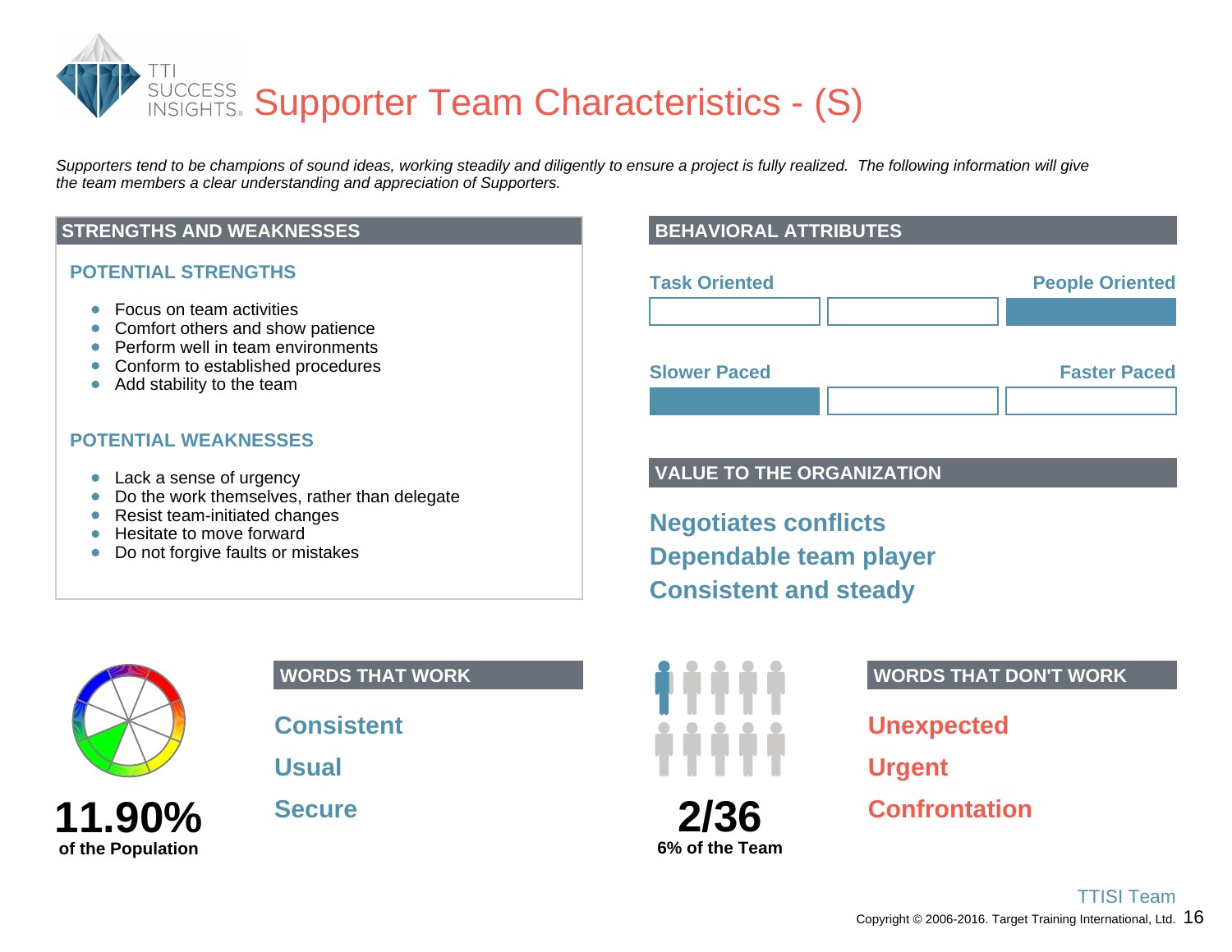# Supporter Team Characteristics - (S)

*Supporters tend to be champions of sound ideas, working steadily and diligently to ensure a project is fully realized. The following information will give the team members a clear understanding and appreciation of Supporters.*

## STRENGTHS AND WEAKNESSES

### POTENTIAL STRENGTHS

- Focus on team activities
- Comfort others and show patience
- Perform well in team environments
- Conform to established procedures
- Add stability to the team

### POTENTIAL WEAKNESSES

- Lack a sense of urgency
- Do the work themselves, rather than delegate
- Resist team-initiated changes
- Hesitate to move forward
- Do not forgive faults or mistakes

## BEHAVIORAL ATTRIBUTES

Task Oriented — People Oriented

Slower Paced — Faster Paced

## VALUE TO THE ORGANIZATION

**Negotiates conflicts**

**Dependable team player**

**Consistent and steady**

**11.90%**
**of the Population**

## WORDS THAT WORK

**Consistent**

**Usual**

**Secure**

**2/36**
**6% of the Team**

## WORDS THAT DON'T WORK

**Unexpected**

**Urgent**

**Confrontation**

TTISI Team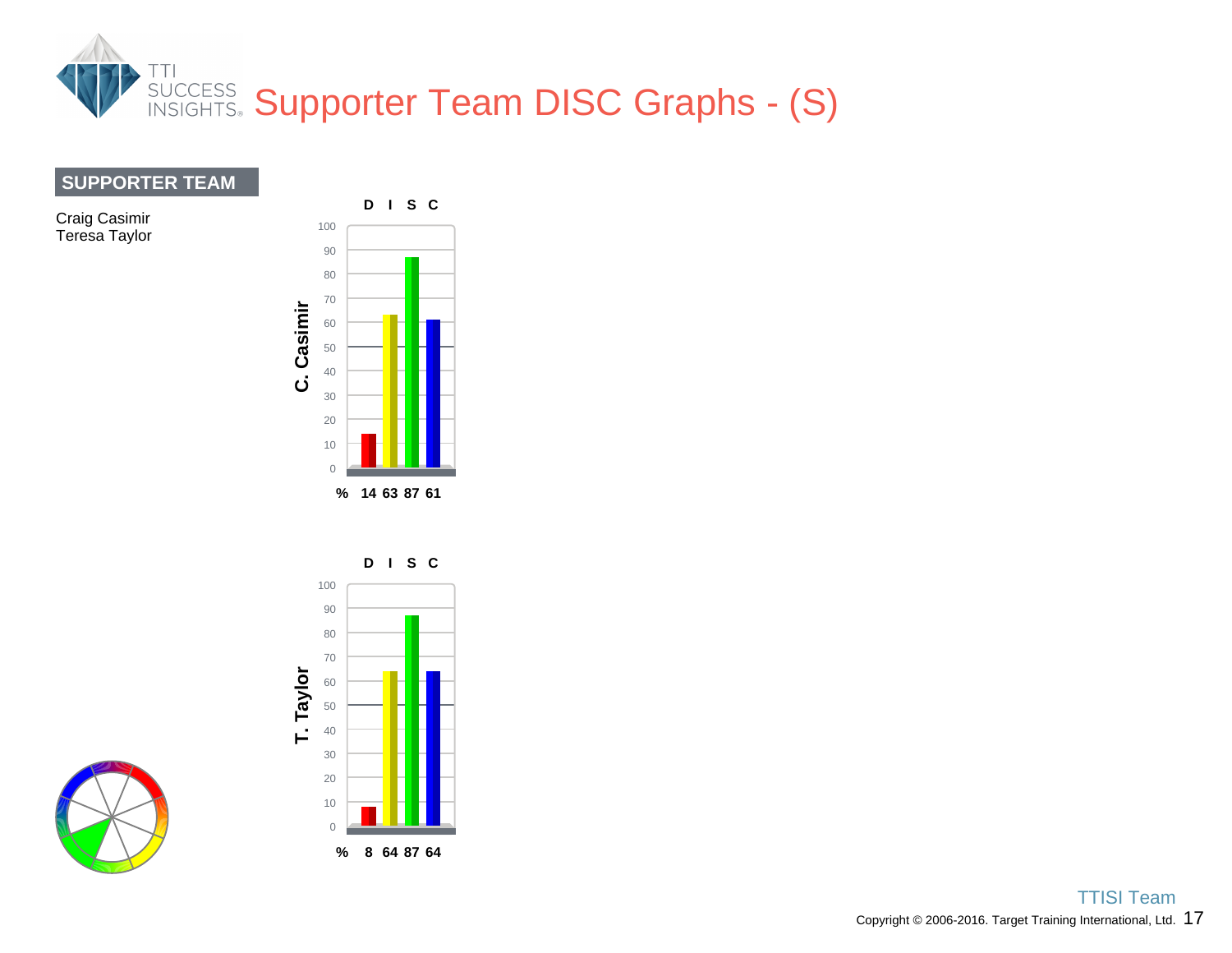# Supporter Team DISC Graphs - (S)

**SUPPORTER TEAM**

Craig Casimir
Teresa Taylor

**C. Casimir**

| | D | I | S | C |
|---|---|---|---|---|
| % | 14 | 63 | 87 | 61 |

**T. Taylor**

| | D | I | S | C |
|---|---|---|---|---|
| % | 8 | 64 | 87 | 64 |

TTISI Team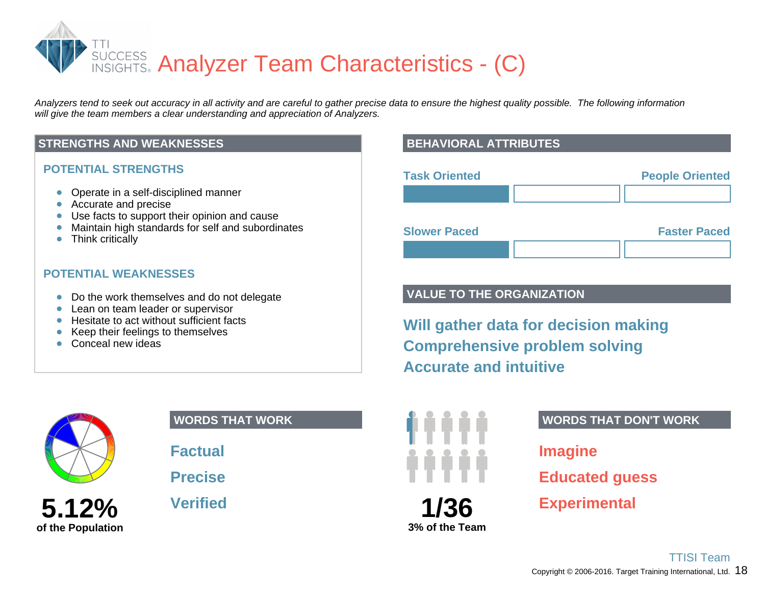# Analyzer Team Characteristics - (C)

*Analyzers tend to seek out accuracy in all activity and are careful to gather precise data to ensure the highest quality possible. The following information will give the team members a clear understanding and appreciation of Analyzers.*

## STRENGTHS AND WEAKNESSES

### POTENTIAL STRENGTHS

- Operate in a self-disciplined manner
- Accurate and precise
- Use facts to support their opinion and cause
- Maintain high standards for self and subordinates
- Think critically

### POTENTIAL WEAKNESSES

- Do the work themselves and do not delegate
- Lean on team leader or supervisor
- Hesitate to act without sufficient facts
- Keep their feelings to themselves
- Conceal new ideas

## BEHAVIORAL ATTRIBUTES

Task Oriented — People Oriented

Slower Paced — Faster Paced

## VALUE TO THE ORGANIZATION

**Will gather data for decision making**

**Comprehensive problem solving**

**Accurate and intuitive**

**5.12%**
**of the Population**

## WORDS THAT WORK

**Factual**

**Precise**

**Verified**

**1/36**
**3% of the Team**

## WORDS THAT DON'T WORK

**Imagine**

**Educated guess**

**Experimental**

TTISI Team

Copyright © 2006-2016. Target Training International, Ltd.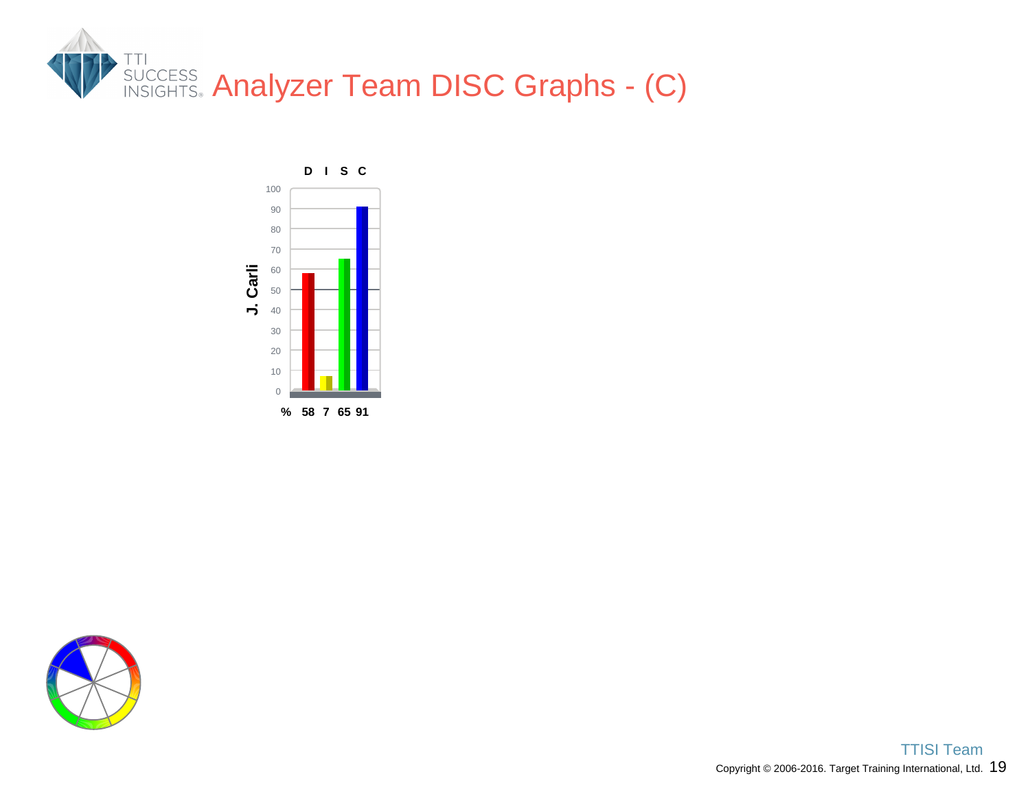# Analyzer Team DISC Graphs - (C)

**J. Carli**

| | D | I | S | C |
|---|---|---|---|---|
| % | 58 | 7 | 65 | 91 |

TTISI Team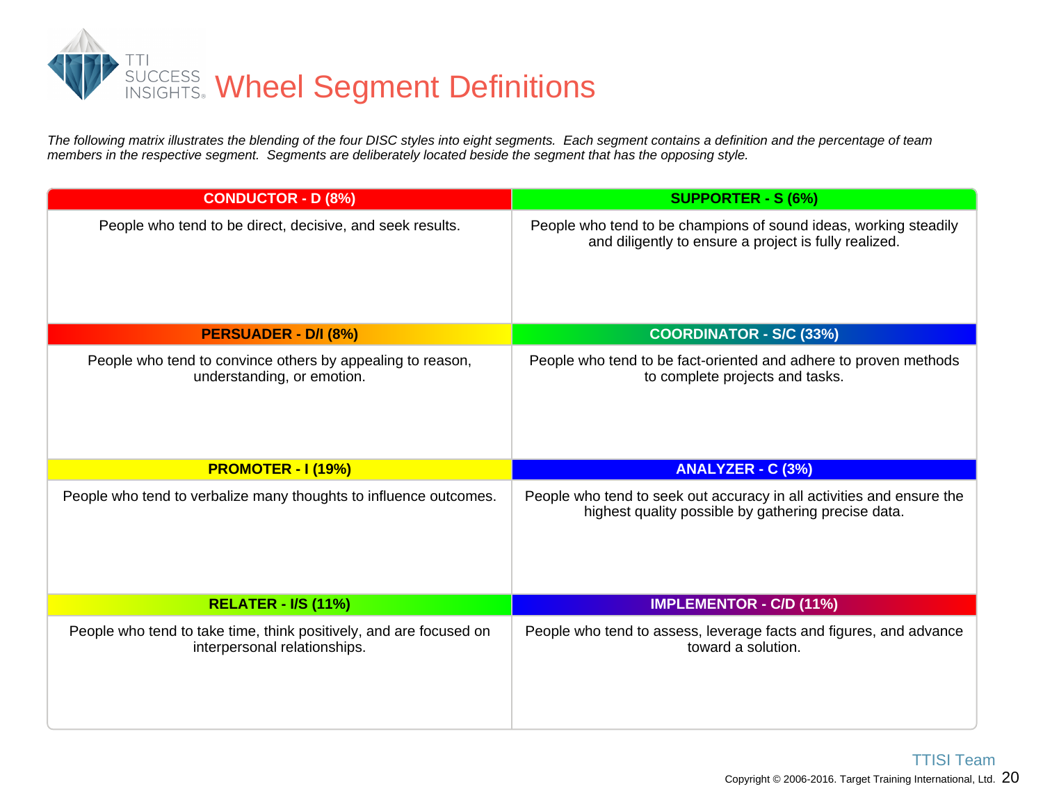# Wheel Segment Definitions

*The following matrix illustrates the blending of the four DISC styles into eight segments. Each segment contains a definition and the percentage of team members in the respective segment. Segments are deliberately located beside the segment that has the opposing style.*

| **CONDUCTOR - D (8%)** | **SUPPORTER - S (6%)** |
| --- | --- |
| People who tend to be direct, decisive, and seek results. | People who tend to be champions of sound ideas, working steadily and diligently to ensure a project is fully realized. |
| **PERSUADER - D/I (8%)** | **COORDINATOR - S/C (33%)** |
| People who tend to convince others by appealing to reason, understanding, or emotion. | People who tend to be fact-oriented and adhere to proven methods to complete projects and tasks. |
| **PROMOTER - I (19%)** | **ANALYZER - C (3%)** |
| People who tend to verbalize many thoughts to influence outcomes. | People who tend to seek out accuracy in all activities and ensure the highest quality possible by gathering precise data. |
| **RELATER - I/S (11%)** | **IMPLEMENTOR - C/D (11%)** |
| People who tend to take time, think positively, and are focused on interpersonal relationships. | People who tend to assess, leverage facts and figures, and advance toward a solution. |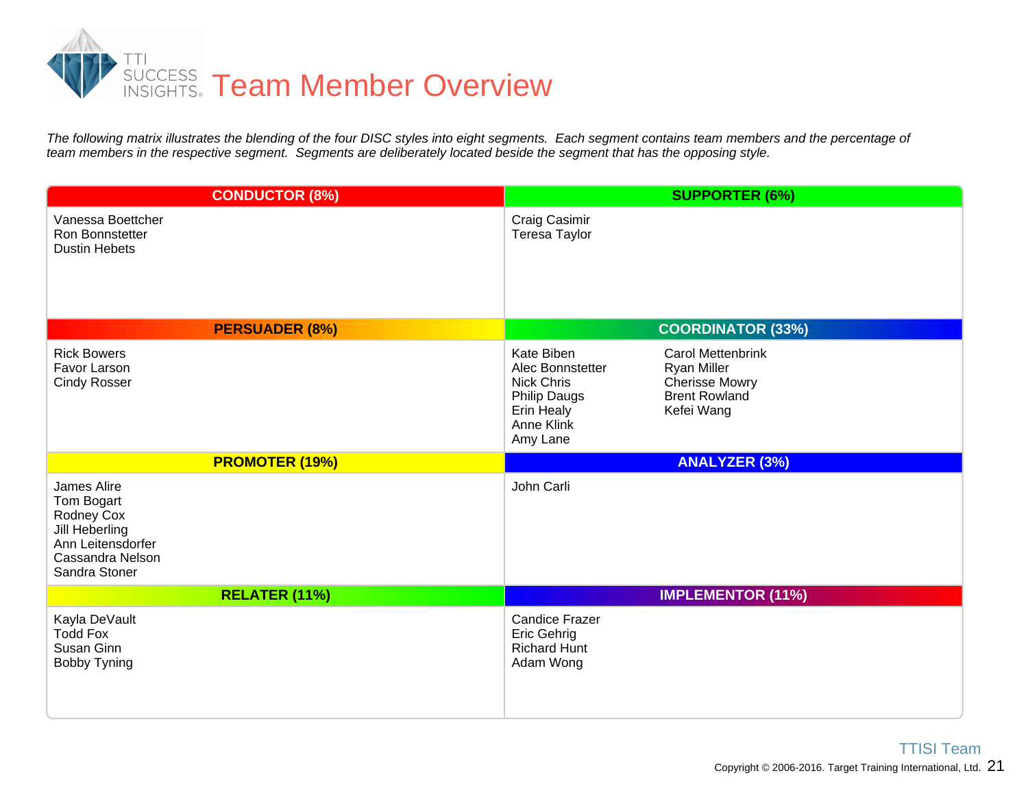# Team Member Overview

*The following matrix illustrates the blending of the four DISC styles into eight segments. Each segment contains team members and the percentage of team members in the respective segment. Segments are deliberately located beside the segment that has the opposing style.*

| CONDUCTOR (8%) | SUPPORTER (6%) |
|---|---|
| Vanessa Boettcher<br>Ron Bonnstetter<br>Dustin Hebets | Craig Casimir<br>Teresa Taylor |
| **PERSUADER (8%)** | **COORDINATOR (33%)** |
| Rick Bowers<br>Favor Larson<br>Cindy Rosser | Kate Biben<br>Alec Bonnstetter<br>Nick Chris<br>Philip Daugs<br>Erin Healy<br>Anne Klink<br>Amy Lane<br>Carol Mettenbrink<br>Ryan Miller<br>Cherisse Mowry<br>Brent Rowland<br>Kefei Wang |
| **PROMOTER (19%)** | **ANALYZER (3%)** |
| James Alire<br>Tom Bogart<br>Rodney Cox<br>Jill Heberling<br>Ann Leitensdorfer<br>Cassandra Nelson<br>Sandra Stoner | John Carli |
| **RELATER (11%)** | **IMPLEMENTOR (11%)** |
| Kayla DeVault<br>Todd Fox<br>Susan Ginn<br>Bobby Tyning | Candice Frazer<br>Eric Gehrig<br>Richard Hunt<br>Adam Wong |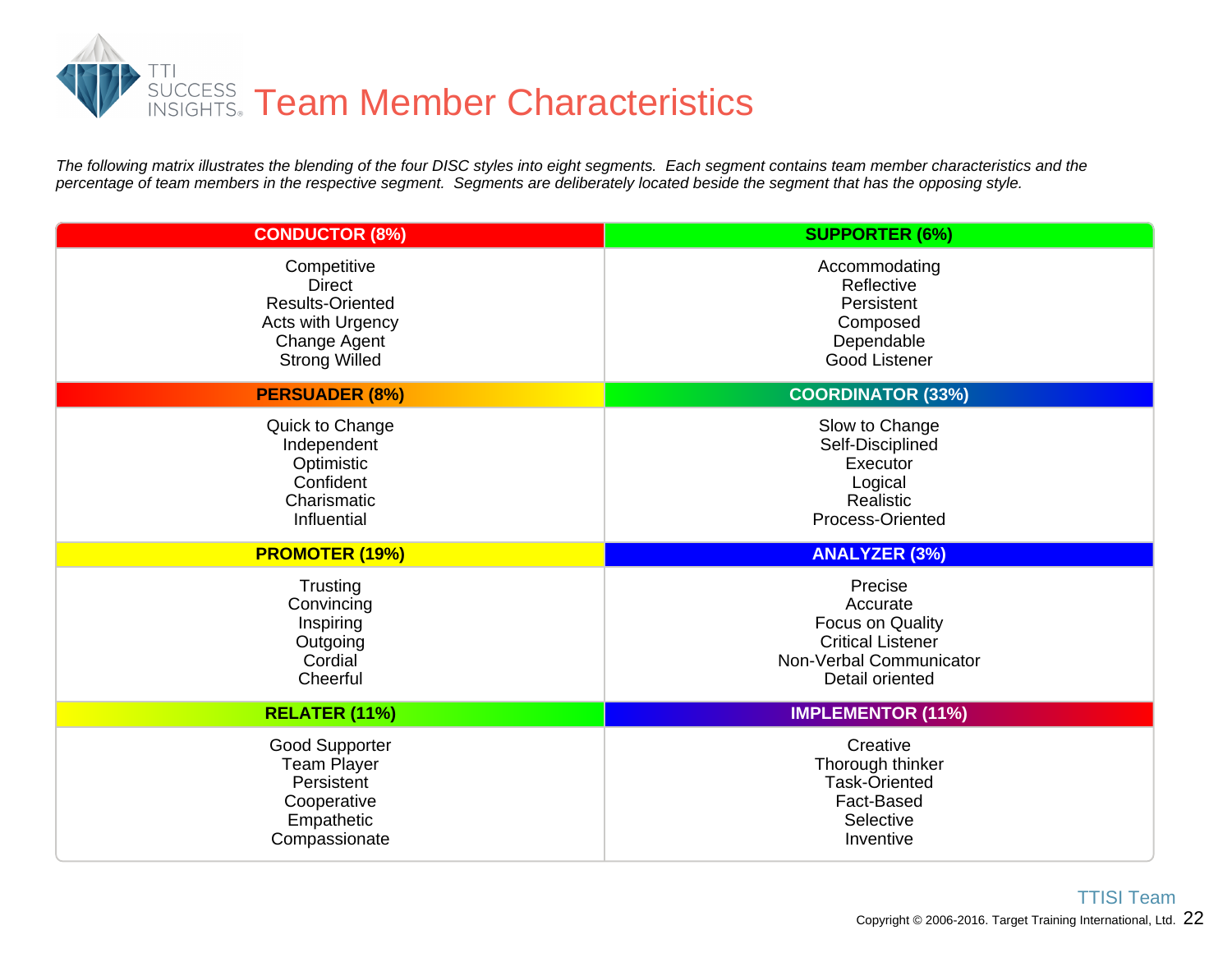# Team Member Characteristics

*The following matrix illustrates the blending of the four DISC styles into eight segments. Each segment contains team member characteristics and the percentage of team members in the respective segment. Segments are deliberately located beside the segment that has the opposing style.*

| CONDUCTOR (8%) | SUPPORTER (6%) |
|---|---|
| Competitive<br>Direct<br>Results-Oriented<br>Acts with Urgency<br>Change Agent<br>Strong Willed | Accommodating<br>Reflective<br>Persistent<br>Composed<br>Dependable<br>Good Listener |
| **PERSUADER (8%)** | **COORDINATOR (33%)** |
| Quick to Change<br>Independent<br>Optimistic<br>Confident<br>Charismatic<br>Influential | Slow to Change<br>Self-Disciplined<br>Executor<br>Logical<br>Realistic<br>Process-Oriented |
| **PROMOTER (19%)** | **ANALYZER (3%)** |
| Trusting<br>Convincing<br>Inspiring<br>Outgoing<br>Cordial<br>Cheerful | Precise<br>Accurate<br>Focus on Quality<br>Critical Listener<br>Non-Verbal Communicator<br>Detail oriented |
| **RELATER (11%)** | **IMPLEMENTOR (11%)** |
| Good Supporter<br>Team Player<br>Persistent<br>Cooperative<br>Empathetic<br>Compassionate | Creative<br>Thorough thinker<br>Task-Oriented<br>Fact-Based<br>Selective<br>Inventive |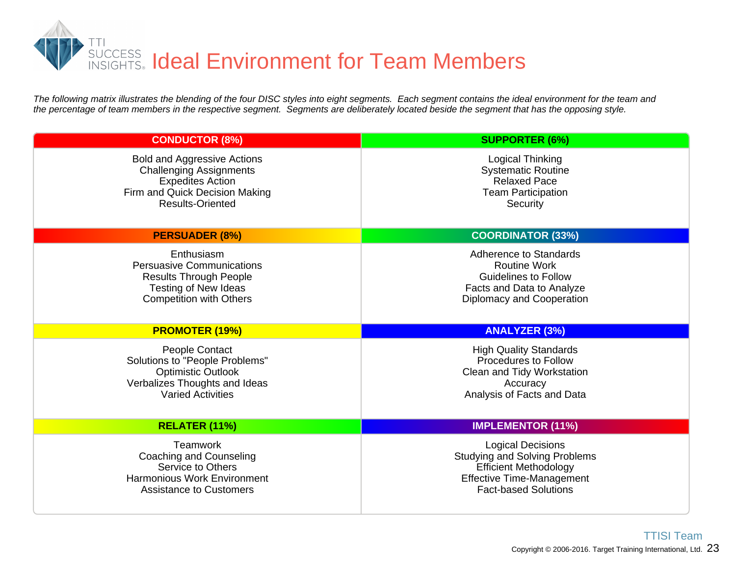# Ideal Environment for Team Members

*The following matrix illustrates the blending of the four DISC styles into eight segments. Each segment contains the ideal environment for the team and the percentage of team members in the respective segment. Segments are deliberately located beside the segment that has the opposing style.*

| CONDUCTOR (8%) | SUPPORTER (6%) |
|---|---|
| Bold and Aggressive Actions<br>Challenging Assignments<br>Expedites Action<br>Firm and Quick Decision Making<br>Results-Oriented | Logical Thinking<br>Systematic Routine<br>Relaxed Pace<br>Team Participation<br>Security |
| **PERSUADER (8%)** | **COORDINATOR (33%)** |
| Enthusiasm<br>Persuasive Communications<br>Results Through People<br>Testing of New Ideas<br>Competition with Others | Adherence to Standards<br>Routine Work<br>Guidelines to Follow<br>Facts and Data to Analyze<br>Diplomacy and Cooperation |
| **PROMOTER (19%)** | **ANALYZER (3%)** |
| People Contact<br>Solutions to "People Problems"<br>Optimistic Outlook<br>Verbalizes Thoughts and Ideas<br>Varied Activities | High Quality Standards<br>Procedures to Follow<br>Clean and Tidy Workstation<br>Accuracy<br>Analysis of Facts and Data |
| **RELATER (11%)** | **IMPLEMENTOR (11%)** |
| Teamwork<br>Coaching and Counseling<br>Service to Others<br>Harmonious Work Environment<br>Assistance to Customers | Logical Decisions<br>Studying and Solving Problems<br>Efficient Methodology<br>Effective Time-Management<br>Fact-based Solutions |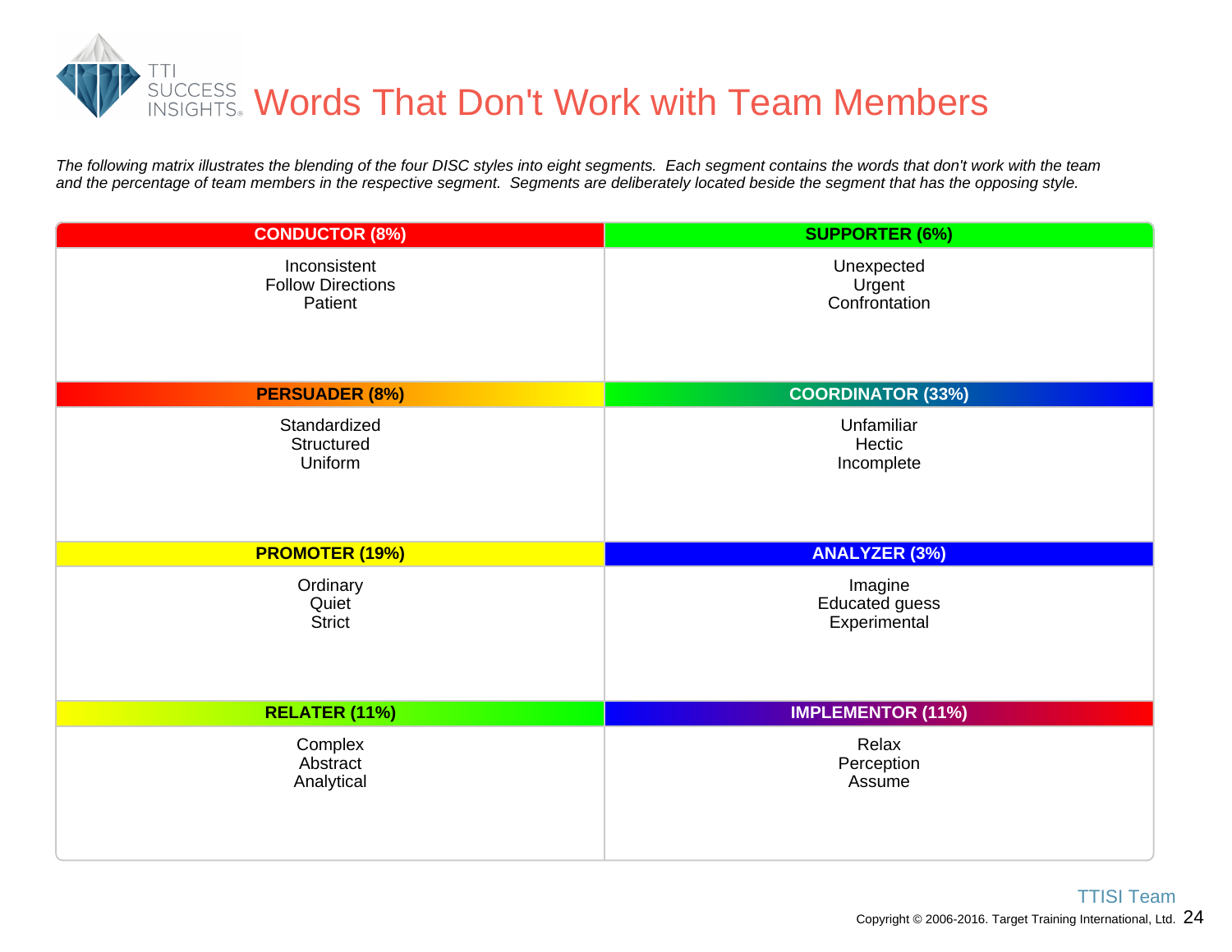# Words That Don't Work with Team Members

*The following matrix illustrates the blending of the four DISC styles into eight segments. Each segment contains the words that don't work with the team and the percentage of team members in the respective segment. Segments are deliberately located beside the segment that has the opposing style.*

| CONDUCTOR (8%) | SUPPORTER (6%) |
|---|---|
| Inconsistent<br>Follow Directions<br>Patient | Unexpected<br>Urgent<br>Confrontation |
| **PERSUADER (8%)** | **COORDINATOR (33%)** |
| Standardized<br>Structured<br>Uniform | Unfamiliar<br>Hectic<br>Incomplete |
| **PROMOTER (19%)** | **ANALYZER (3%)** |
| Ordinary<br>Quiet<br>Strict | Imagine<br>Educated guess<br>Experimental |
| **RELATER (11%)** | **IMPLEMENTOR (11%)** |
| Complex<br>Abstract<br>Analytical | Relax<br>Perception<br>Assume |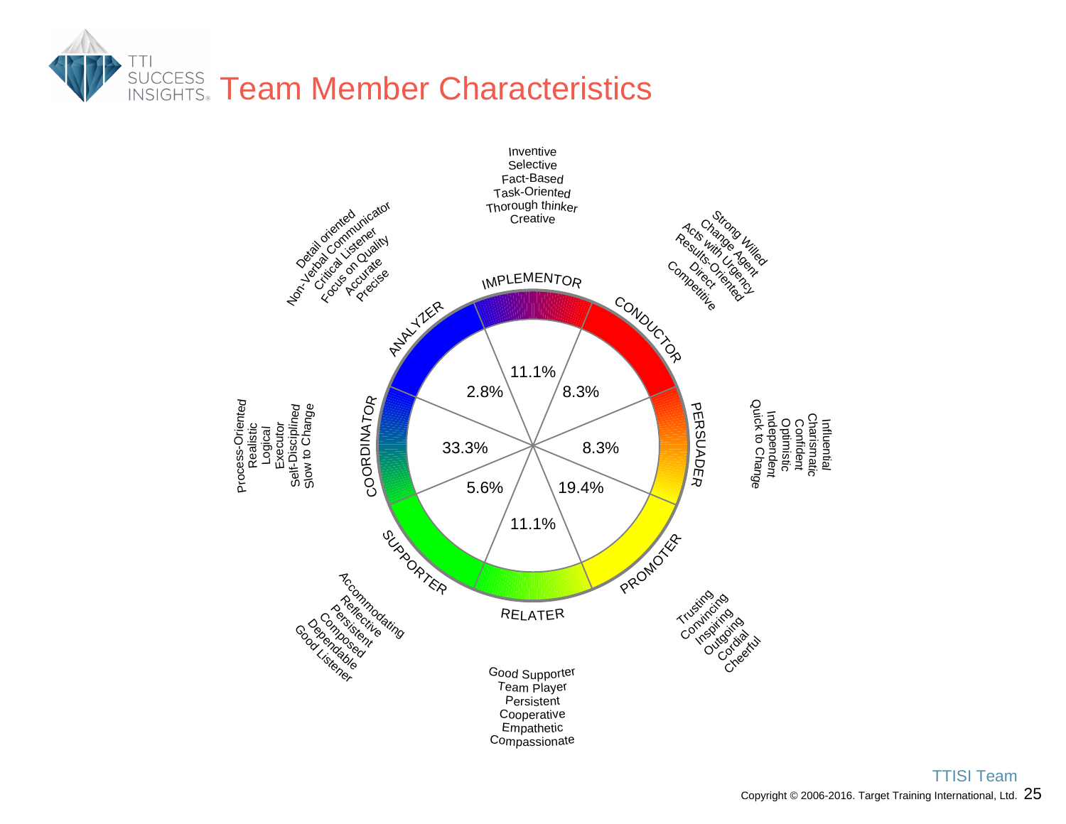# Team Member Characteristics

**IMPLEMENTOR** — 11.1%
- Inventive
- Selective
- Fact-Based
- Task-Oriented
- Thorough thinker
- Creative

**CONDUCTOR** — 8.3%
- Strong Willed
- Change Agent
- Acts with Urgency
- Results-Oriented
- Direct
- Competitive

**PERSUADER** — 8.3%
- Influential
- Charismatic
- Confident
- Optimistic
- Independent
- Quick to Change

**PROMOTER** — 19.4%
- Trusting
- Convincing
- Inspiring
- Outgoing
- Cordial
- Cheerful

**RELATER** — 11.1%
- Good Supporter
- Team Player
- Persistent
- Cooperative
- Empathetic
- Compassionate

**SUPPORTER** — 5.6%
- Accommodating
- Reflective
- Persistent
- Composed
- Dependable
- Good Listener

**COORDINATOR** — 33.3%
- Process-Oriented
- Realistic
- Logical
- Executor
- Self-Disciplined
- Slow to Change

**ANALYZER** — 2.8%
- Detail oriented
- Non-Verbal Communicator
- Critical Listener
- Focus on Quality
- Accurate
- Precise

TTISI Team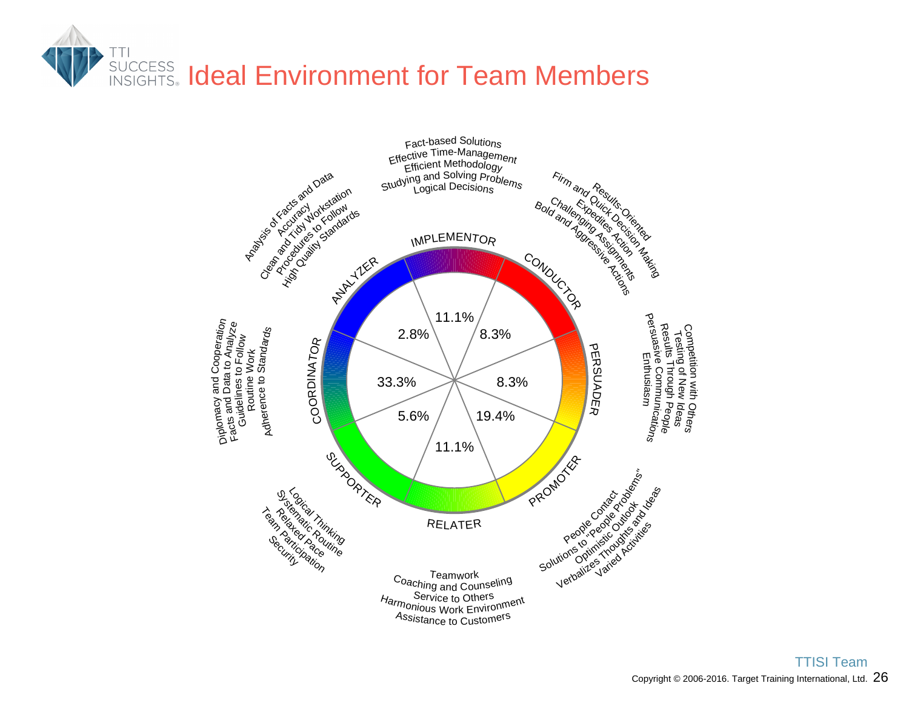# Ideal Environment for Team Members

**IMPLEMENTOR** (11.1%)
- Fact-based Solutions
- Effective Time-Management
- Efficient Methodology
- Studying and Solving Problems
- Logical Decisions

**CONDUCTOR** (8.3%)
- Results-Oriented
- Firm and Quick Decision Making
- Expedites Action
- Challenging Assignments
- Bold and Aggressive Actions

**PERSUADER** (8.3%)
- Competition with Others
- Testing of New Ideas
- Results Through People
- Persuasive Communications
- Enthusiasm

**PROMOTER** (19.4%)
- People Contact
- Solutions to "People Problems"
- Optimistic Outlook
- Verbalizes Thoughts and Ideas
- Varied Activities

**RELATER** (11.1%)
- Teamwork
- Coaching and Counseling
- Service to Others
- Harmonious Work Environment
- Assistance to Customers

**SUPPORTER** (5.6%)
- Logical Thinking
- Systematic Routine
- Relaxed Pace
- Team Participation
- Security

**COORDINATOR** (33.3%)
- Diplomacy and Cooperation
- Facts and Data to Analyze
- Guidelines to Follow
- Routine Work
- Adherence to Standards

**ANALYZER** (2.8%)
- Analysis of Facts and Data
- Accuracy
- Clean and Tidy Workstation
- Procedures to Follow
- High Quality Standards

TTISI Team

Copyright © 2006-2016. Target Training International, Ltd.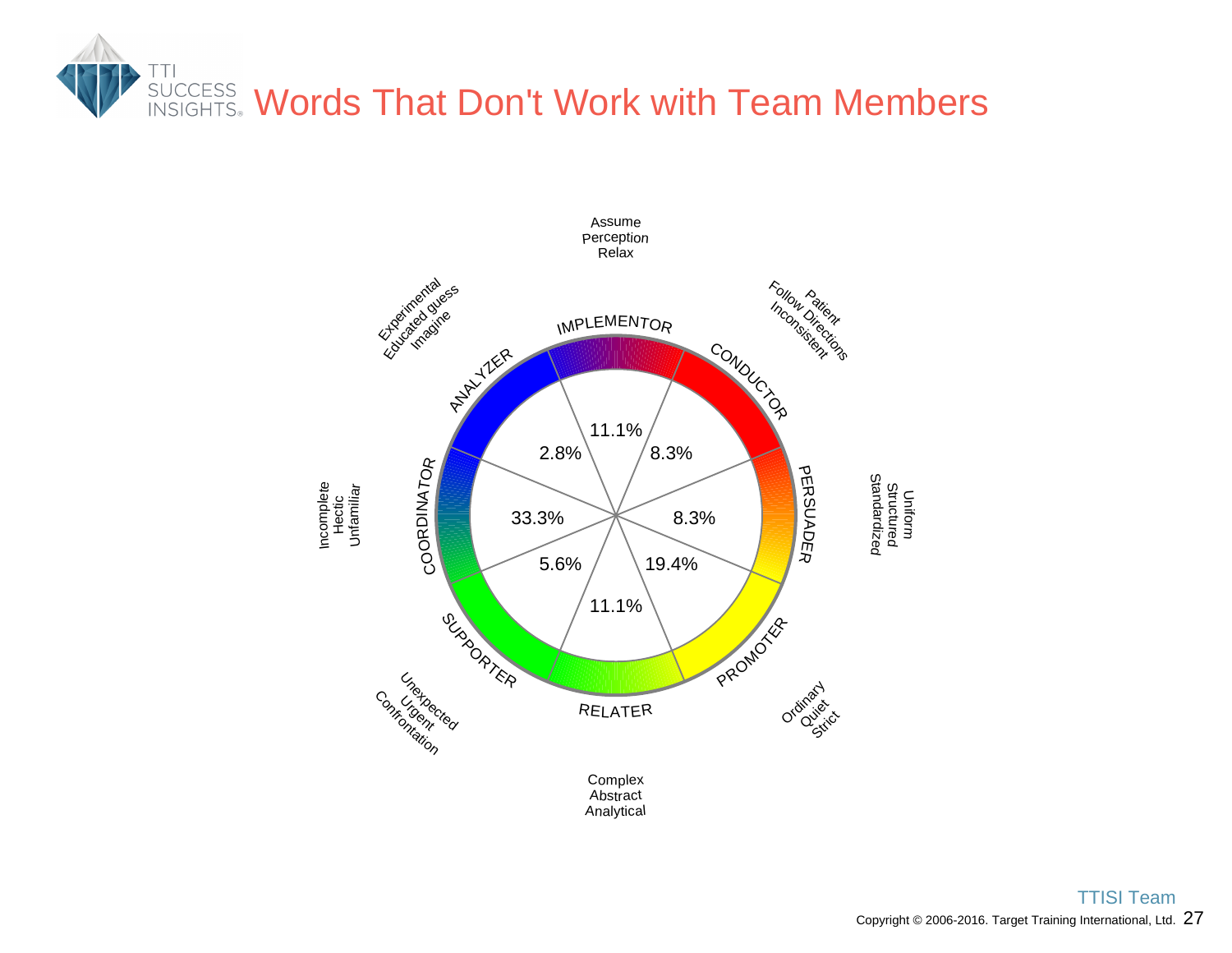# Words That Don't Work with Team Members

| Style | Percentage | Words That Don't Work |
| --- | --- | --- |
| IMPLEMENTOR | 11.1% | Assume, Perception, Relax |
| CONDUCTOR | 8.3% | Patient, Follow Directions, Inconsistent |
| PERSUADER | 8.3% | Uniform, Structured, Standardized |
| PROMOTER | 19.4% | Ordinary, Quiet, Strict |
| RELATER | 11.1% | Complex, Abstract, Analytical |
| SUPPORTER | 5.6% | Unexpected, Urgent, Confrontation |
| COORDINATOR | 33.3% | Incomplete, Hectic, Unfamiliar |
| ANALYZER | 2.8% | Experimental, Educated guess, Imagine |

TTISI Team

Copyright © 2006-2016. Target Training International, Ltd.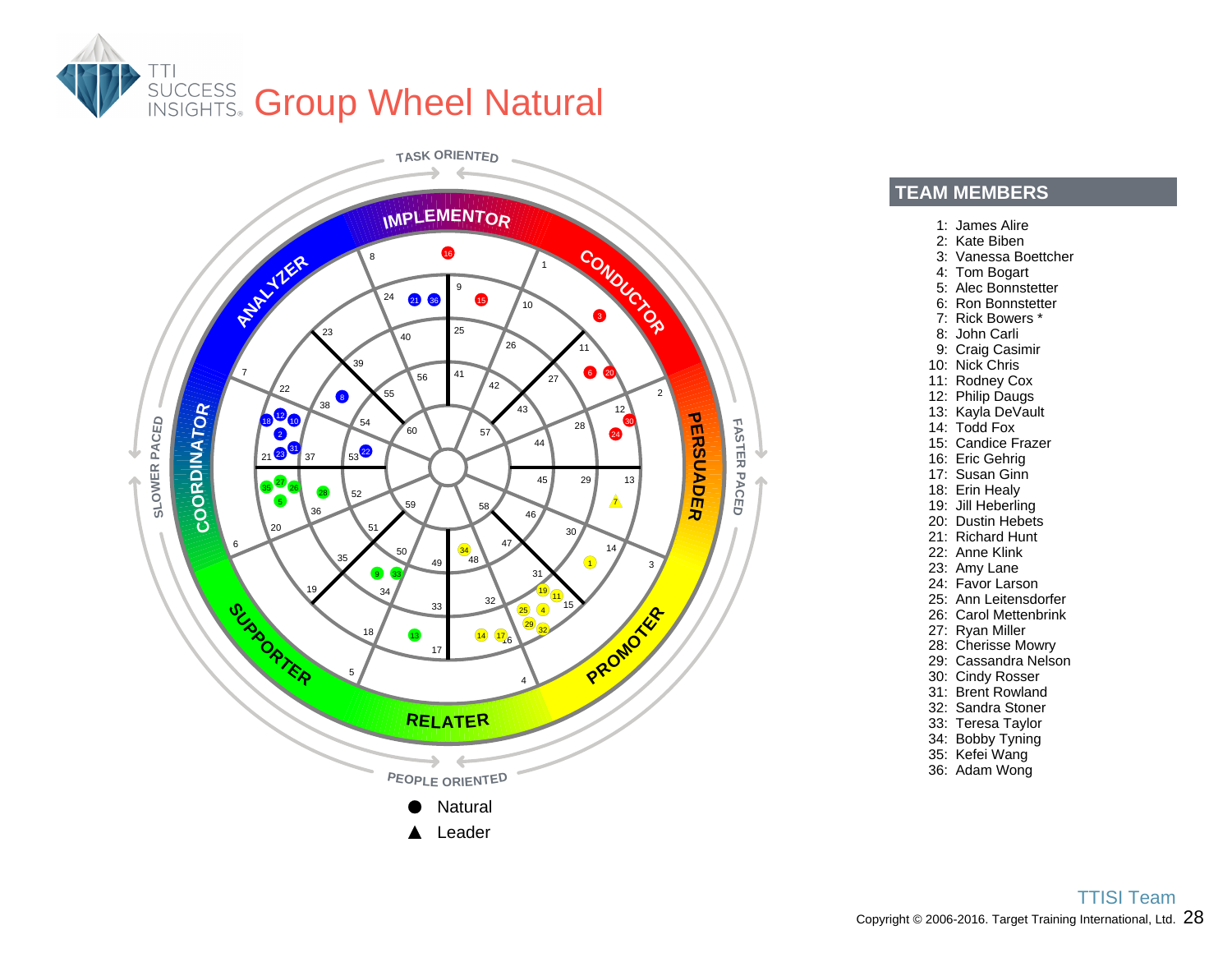# Group Wheel Natural

TASK ORIENTED

IMPLEMENTOR · CONDUCTOR · PERSUADER · PROMOTER · RELATER · SUPPORTER · COORDINATOR · ANALYZER

SLOWER PACED · FASTER PACED

PEOPLE ORIENTED

● Natural
▲ Leader

## TEAM MEMBERS

1: James Alire
2: Kate Biben
3: Vanessa Boettcher
4: Tom Bogart
5: Alec Bonnstetter
6: Ron Bonnstetter
7: Rick Bowers *
8: John Carli
9: Craig Casimir
10: Nick Chris
11: Rodney Cox
12: Philip Daugs
13: Kayla DeVault
14: Todd Fox
15: Candice Frazer
16: Eric Gehrig
17: Susan Ginn
18: Erin Healy
19: Jill Heberling
20: Dustin Hebets
21: Richard Hunt
22: Anne Klink
23: Amy Lane
24: Favor Larson
25: Ann Leitensdorfer
26: Carol Mettenbrink
27: Ryan Miller
28: Cherisse Mowry
29: Cassandra Nelson
30: Cindy Rosser
31: Brent Rowland
32: Sandra Stoner
33: Teresa Taylor
34: Bobby Tyning
35: Kefei Wang
36: Adam Wong

TTISI Team

Copyright © 2006-2016. Target Training International, Ltd.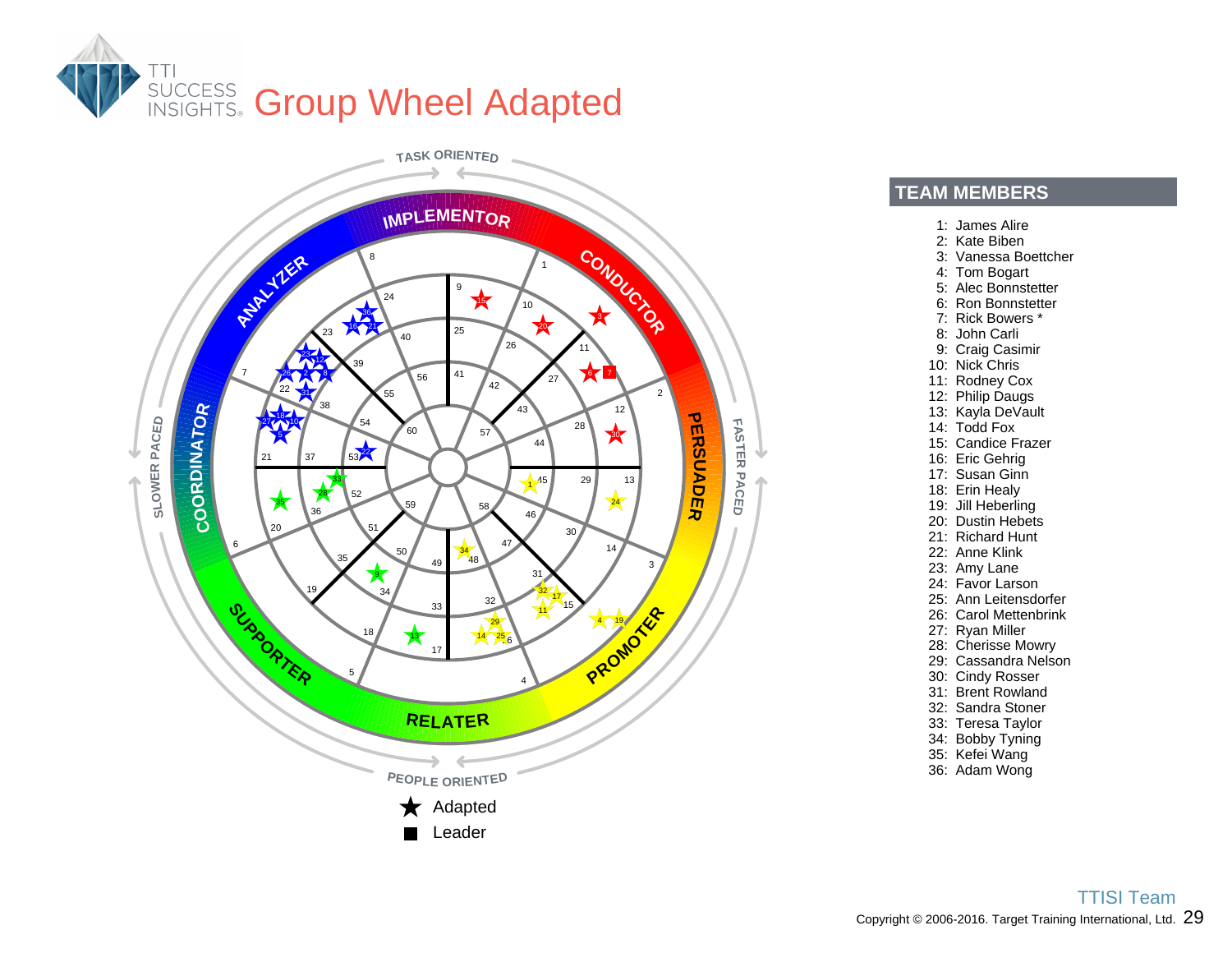# Group Wheel Adapted

TASK ORIENTED

IMPLEMENTOR · CONDUCTOR · PERSUADER · PROMOTER · RELATER · SUPPORTER · COORDINATOR · ANALYZER

SLOWER PACED · FASTER PACED

PEOPLE ORIENTED

★ Adapted

■ Leader

## TEAM MEMBERS

1: James Alire
2: Kate Biben
3: Vanessa Boettcher
4: Tom Bogart
5: Alec Bonnstetter
6: Ron Bonnstetter
7: Rick Bowers *
8: John Carli
9: Craig Casimir
10: Nick Chris
11: Rodney Cox
12: Philip Daugs
13: Kayla DeVault
14: Todd Fox
15: Candice Frazer
16: Eric Gehrig
17: Susan Ginn
18: Erin Healy
19: Jill Heberling
20: Dustin Hebets
21: Richard Hunt
22: Anne Klink
23: Amy Lane
24: Favor Larson
25: Ann Leitensdorfer
26: Carol Mettenbrink
27: Ryan Miller
28: Cherisse Mowry
29: Cassandra Nelson
30: Cindy Rosser
31: Brent Rowland
32: Sandra Stoner
33: Teresa Taylor
34: Bobby Tyning
35: Kefei Wang
36: Adam Wong

TTISI Team

Copyright © 2006-2016. Target Training International, Ltd.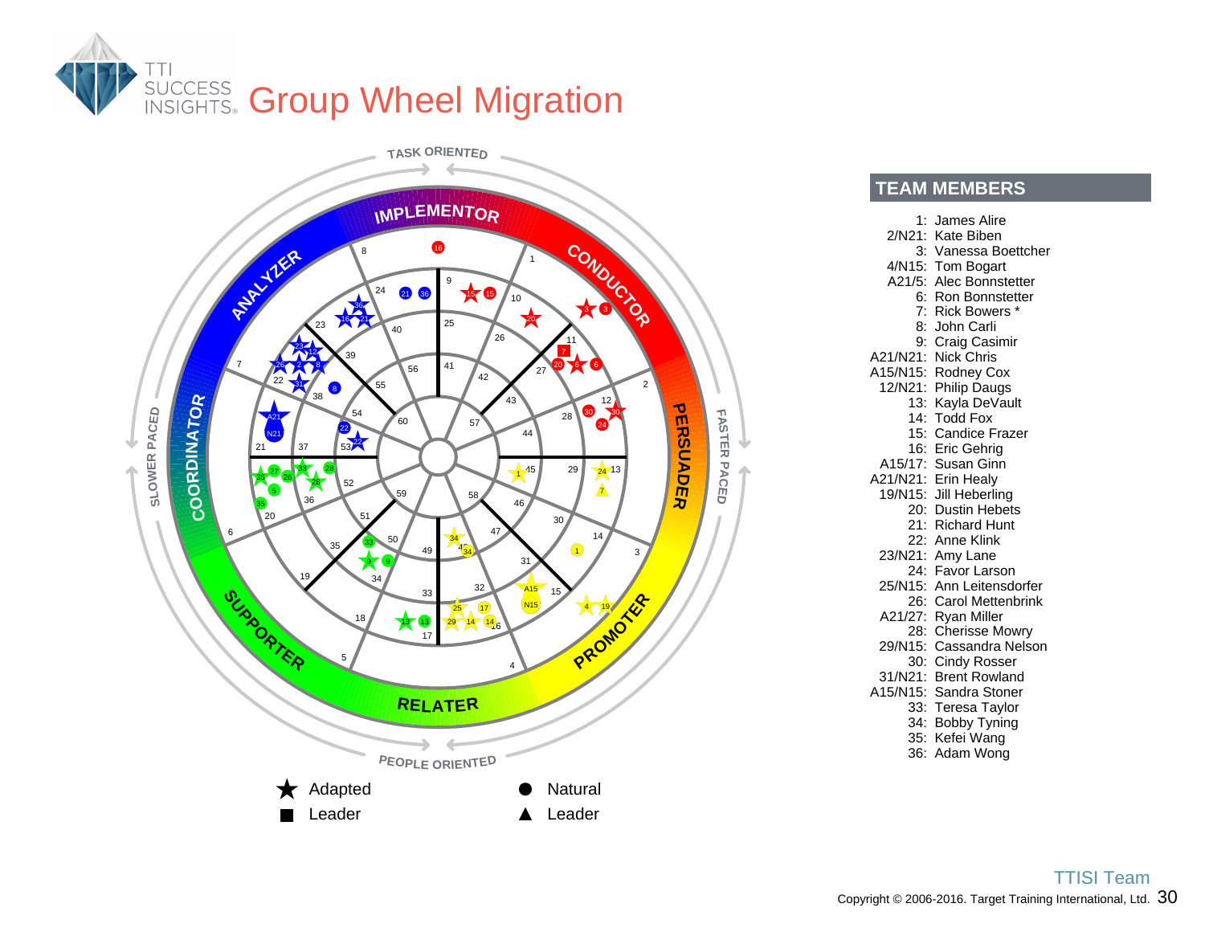# Group Wheel Migration

TASK ORIENTED

PEOPLE ORIENTED

SLOWER PACED

FASTER PACED

IMPLEMENTOR · CONDUCTOR · PERSUADER · PROMOTER · RELATER · SUPPORTER · COORDINATOR · ANALYZER

★ Adapted ■ Leader

● Natural ▲ Leader

## TEAM MEMBERS

1: James Alire
2/N21: Kate Biben
3: Vanessa Boettcher
4/N15: Tom Bogart
A21/5: Alec Bonnstetter
6: Ron Bonnstetter
7: Rick Bowers *
8: John Carli
9: Craig Casimir
A21/N21: Nick Chris
A15/N15: Rodney Cox
12/N21: Philip Daugs
13: Kayla DeVault
14: Todd Fox
15: Candice Frazer
16: Eric Gehrig
A15/17: Susan Ginn
A21/N21: Erin Healy
19/N15: Jill Heberling
20: Dustin Hebets
21: Richard Hunt
22: Anne Klink
23/N21: Amy Lane
24: Favor Larson
25/N15: Ann Leitensdorfer
26: Carol Mettenbrink
A21/27: Ryan Miller
28: Cherisse Mowry
29/N15: Cassandra Nelson
30: Cindy Rosser
31/N21: Brent Rowland
A15/N15: Sandra Stoner
33: Teresa Taylor
34: Bobby Tyning
35: Kefei Wang
36: Adam Wong

TTISI Team

Copyright © 2006-2016. Target Training International, Ltd.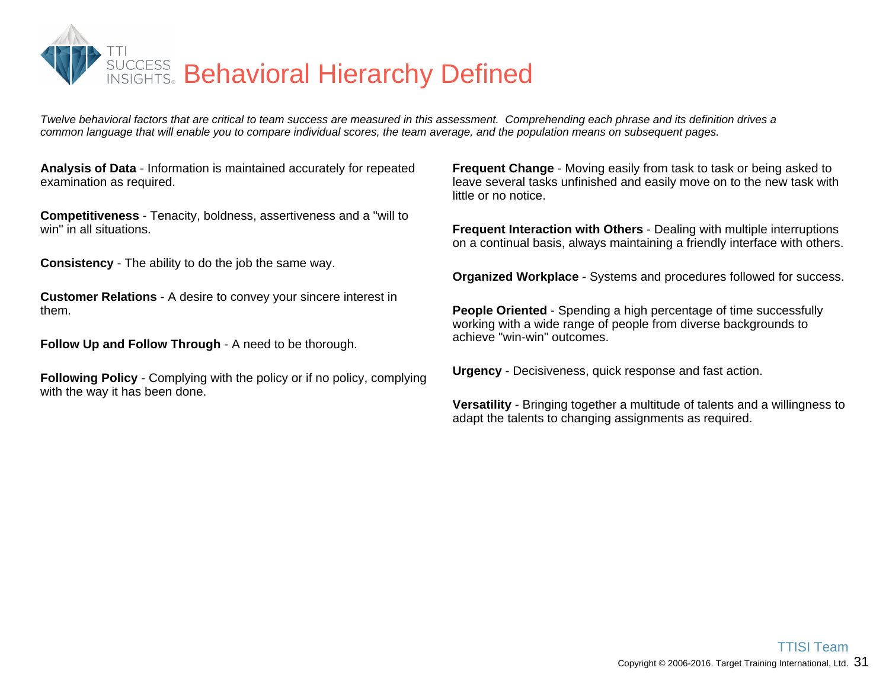# Behavioral Hierarchy Defined

*Twelve behavioral factors that are critical to team success are measured in this assessment. Comprehending each phrase and its definition drives a common language that will enable you to compare individual scores, the team average, and the population means on subsequent pages.*

**Analysis of Data** - Information is maintained accurately for repeated examination as required.

**Competitiveness** - Tenacity, boldness, assertiveness and a "will to win" in all situations.

**Consistency** - The ability to do the job the same way.

**Customer Relations** - A desire to convey your sincere interest in them.

**Follow Up and Follow Through** - A need to be thorough.

**Following Policy** - Complying with the policy or if no policy, complying with the way it has been done.

**Frequent Change** - Moving easily from task to task or being asked to leave several tasks unfinished and easily move on to the new task with little or no notice.

**Frequent Interaction with Others** - Dealing with multiple interruptions on a continual basis, always maintaining a friendly interface with others.

**Organized Workplace** - Systems and procedures followed for success.

**People Oriented** - Spending a high percentage of time successfully working with a wide range of people from diverse backgrounds to achieve "win-win" outcomes.

**Urgency** - Decisiveness, quick response and fast action.

**Versatility** - Bringing together a multitude of talents and a willingness to adapt the talents to changing assignments as required.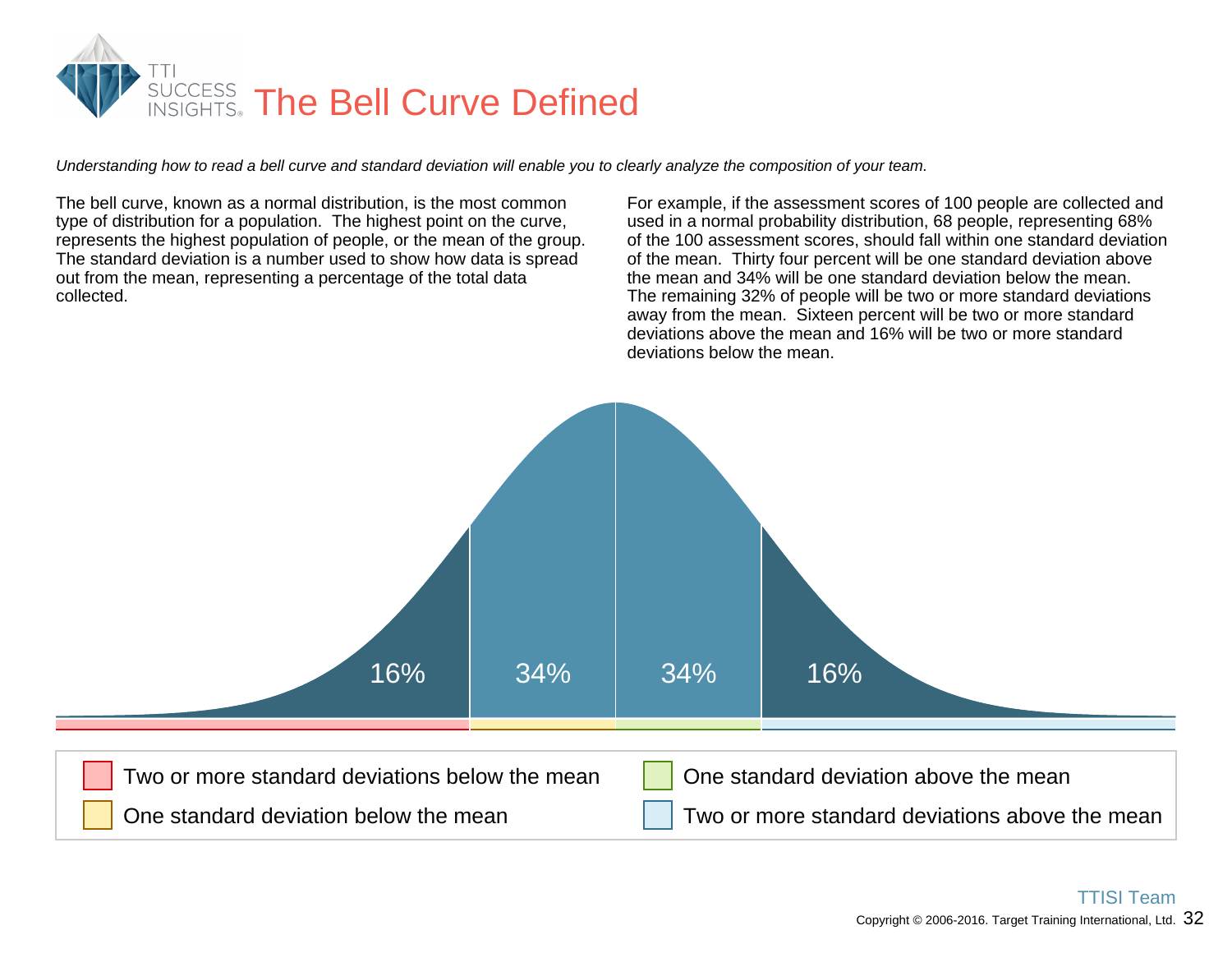# The Bell Curve Defined

*Understanding how to read a bell curve and standard deviation will enable you to clearly analyze the composition of your team.*

The bell curve, known as a normal distribution, is the most common type of distribution for a population. The highest point on the curve, represents the highest population of people, or the mean of the group. The standard deviation is a number used to show how data is spread out from the mean, representing a percentage of the total data collected.

For example, if the assessment scores of 100 people are collected and used in a normal probability distribution, 68 people, representing 68% of the 100 assessment scores, should fall within one standard deviation of the mean. Thirty four percent will be one standard deviation above the mean and 34% will be one standard deviation below the mean. The remaining 32% of people will be two or more standard deviations away from the mean. Sixteen percent will be two or more standard deviations above the mean and 16% will be two or more standard deviations below the mean.

16% | 34% | 34% | 16%

- Two or more standard deviations below the mean
- One standard deviation below the mean
- One standard deviation above the mean
- Two or more standard deviations above the mean

TTISI Team

Copyright © 2006-2016. Target Training International, Ltd.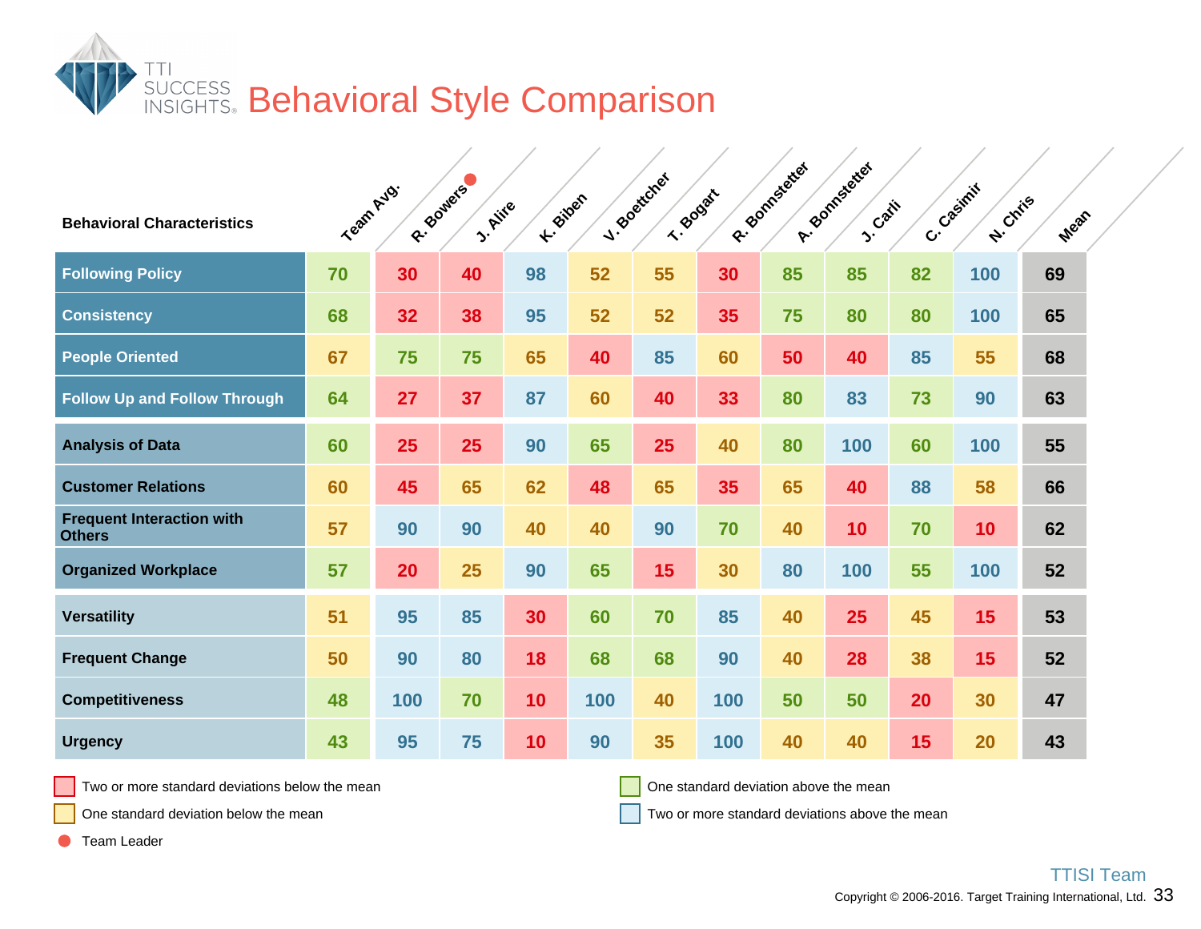# Behavioral Style Comparison

| Behavioral Characteristics | Team Avg. | R. Bowers ● | J. Alire | K. Biben | V. Boettcher | T. Bogart | R. Bonnstetter | A. Bonnstetter | J. Carli | C. Casimir | N. Chris | Mean |
|---|---|---|---|---|---|---|---|---|---|---|---|---|
| Following Policy | 70 | 30 | 40 | 98 | 52 | 55 | 30 | 85 | 85 | 82 | 100 | 69 |
| Consistency | 68 | 32 | 38 | 95 | 52 | 52 | 35 | 75 | 80 | 80 | 100 | 65 |
| People Oriented | 67 | 75 | 75 | 65 | 40 | 85 | 60 | 50 | 40 | 85 | 55 | 68 |
| Follow Up and Follow Through | 64 | 27 | 37 | 87 | 60 | 40 | 33 | 80 | 83 | 73 | 90 | 63 |
| Analysis of Data | 60 | 25 | 25 | 90 | 65 | 25 | 40 | 80 | 100 | 60 | 100 | 55 |
| Customer Relations | 60 | 45 | 65 | 62 | 48 | 65 | 35 | 65 | 40 | 88 | 58 | 66 |
| Frequent Interaction with Others | 57 | 90 | 90 | 40 | 40 | 90 | 70 | 40 | 10 | 70 | 10 | 62 |
| Organized Workplace | 57 | 20 | 25 | 90 | 65 | 15 | 30 | 80 | 100 | 55 | 100 | 52 |
| Versatility | 51 | 95 | 85 | 30 | 60 | 70 | 85 | 40 | 25 | 45 | 15 | 53 |
| Frequent Change | 50 | 90 | 80 | 18 | 68 | 68 | 90 | 40 | 28 | 38 | 15 | 52 |
| Competitiveness | 48 | 100 | 70 | 10 | 100 | 40 | 100 | 50 | 50 | 20 | 30 | 47 |
| Urgency | 43 | 95 | 75 | 10 | 90 | 35 | 100 | 40 | 40 | 15 | 20 | 43 |

- Two or more standard deviations below the mean
- One standard deviation below the mean
- One standard deviation above the mean
- Two or more standard deviations above the mean
- ● Team Leader

TTISI Team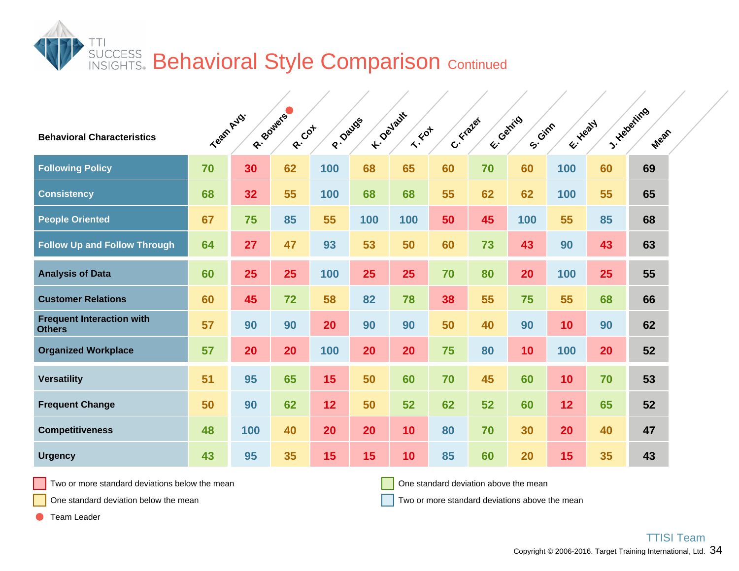# Behavioral Style Comparison Continued

| Behavioral Characteristics | Team Avg. | R. Bowers ● | R. Cox | P. Daugs | K. DeVault | T. Fox | C. Frazer | E. Gehrig | S. Ginn | E. Healy | J. Heberling | Mean |
|---|---|---|---|---|---|---|---|---|---|---|---|---|
| **Following Policy** | 70 | 30 | 62 | 100 | 68 | 65 | 60 | 70 | 60 | 100 | 60 | 69 |
| **Consistency** | 68 | 32 | 55 | 100 | 68 | 68 | 55 | 62 | 62 | 100 | 55 | 65 |
| **People Oriented** | 67 | 75 | 85 | 55 | 100 | 100 | 50 | 45 | 100 | 55 | 85 | 68 |
| **Follow Up and Follow Through** | 64 | 27 | 47 | 93 | 53 | 50 | 60 | 73 | 43 | 90 | 43 | 63 |
| **Analysis of Data** | 60 | 25 | 25 | 100 | 25 | 25 | 70 | 80 | 20 | 100 | 25 | 55 |
| **Customer Relations** | 60 | 45 | 72 | 58 | 82 | 78 | 38 | 55 | 75 | 55 | 68 | 66 |
| **Frequent Interaction with Others** | 57 | 90 | 90 | 20 | 90 | 90 | 50 | 40 | 90 | 10 | 90 | 62 |
| **Organized Workplace** | 57 | 20 | 20 | 100 | 20 | 20 | 75 | 80 | 10 | 100 | 20 | 52 |
| **Versatility** | 51 | 95 | 65 | 15 | 50 | 60 | 70 | 45 | 60 | 10 | 70 | 53 |
| **Frequent Change** | 50 | 90 | 62 | 12 | 50 | 52 | 62 | 52 | 60 | 12 | 65 | 52 |
| **Competitiveness** | 48 | 100 | 40 | 20 | 20 | 10 | 80 | 70 | 30 | 20 | 40 | 47 |
| **Urgency** | 43 | 95 | 35 | 15 | 15 | 10 | 85 | 60 | 20 | 15 | 35 | 43 |

- Two or more standard deviations below the mean
- One standard deviation below the mean
- ● Team Leader
- One standard deviation above the mean
- Two or more standard deviations above the mean

TTISI Team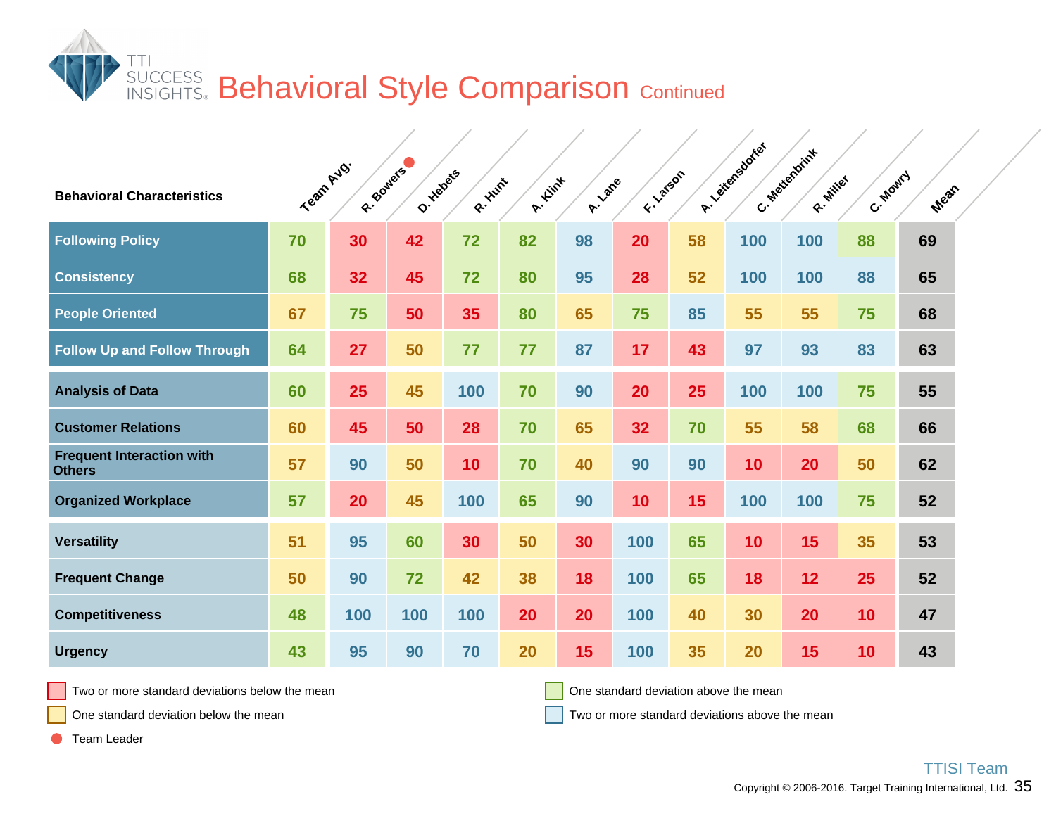# Behavioral Style Comparison Continued

| Behavioral Characteristics | Team Avg. | R. Bowers ● | D. Hebets | R. Hunt | A. Klink | A. Lane | F. Larson | A. Leitensdorfer | C. Mettenbrink | R. Miller | C. Mowry | Mean |
|---|---|---|---|---|---|---|---|---|---|---|---|---|
| Following Policy | 70 | 30 | 42 | 72 | 82 | 98 | 20 | 58 | 100 | 100 | 88 | 69 |
| Consistency | 68 | 32 | 45 | 72 | 80 | 95 | 28 | 52 | 100 | 100 | 88 | 65 |
| People Oriented | 67 | 75 | 50 | 35 | 80 | 65 | 75 | 85 | 55 | 55 | 75 | 68 |
| Follow Up and Follow Through | 64 | 27 | 50 | 77 | 77 | 87 | 17 | 43 | 97 | 93 | 83 | 63 |
| Analysis of Data | 60 | 25 | 45 | 100 | 70 | 90 | 20 | 25 | 100 | 100 | 75 | 55 |
| Customer Relations | 60 | 45 | 50 | 28 | 70 | 65 | 32 | 70 | 55 | 58 | 68 | 66 |
| Frequent Interaction with Others | 57 | 90 | 50 | 10 | 70 | 40 | 90 | 90 | 10 | 20 | 50 | 62 |
| Organized Workplace | 57 | 20 | 45 | 100 | 65 | 90 | 10 | 15 | 100 | 100 | 75 | 52 |
| Versatility | 51 | 95 | 60 | 30 | 50 | 30 | 100 | 65 | 10 | 15 | 35 | 53 |
| Frequent Change | 50 | 90 | 72 | 42 | 38 | 18 | 100 | 65 | 18 | 12 | 25 | 52 |
| Competitiveness | 48 | 100 | 100 | 100 | 20 | 20 | 100 | 40 | 30 | 20 | 10 | 47 |
| Urgency | 43 | 95 | 90 | 70 | 20 | 15 | 100 | 35 | 20 | 15 | 10 | 43 |

- Two or more standard deviations below the mean
- One standard deviation below the mean
- ● Team Leader
- One standard deviation above the mean
- Two or more standard deviations above the mean

TTISI Team

Copyright © 2006-2016. Target Training International, Ltd.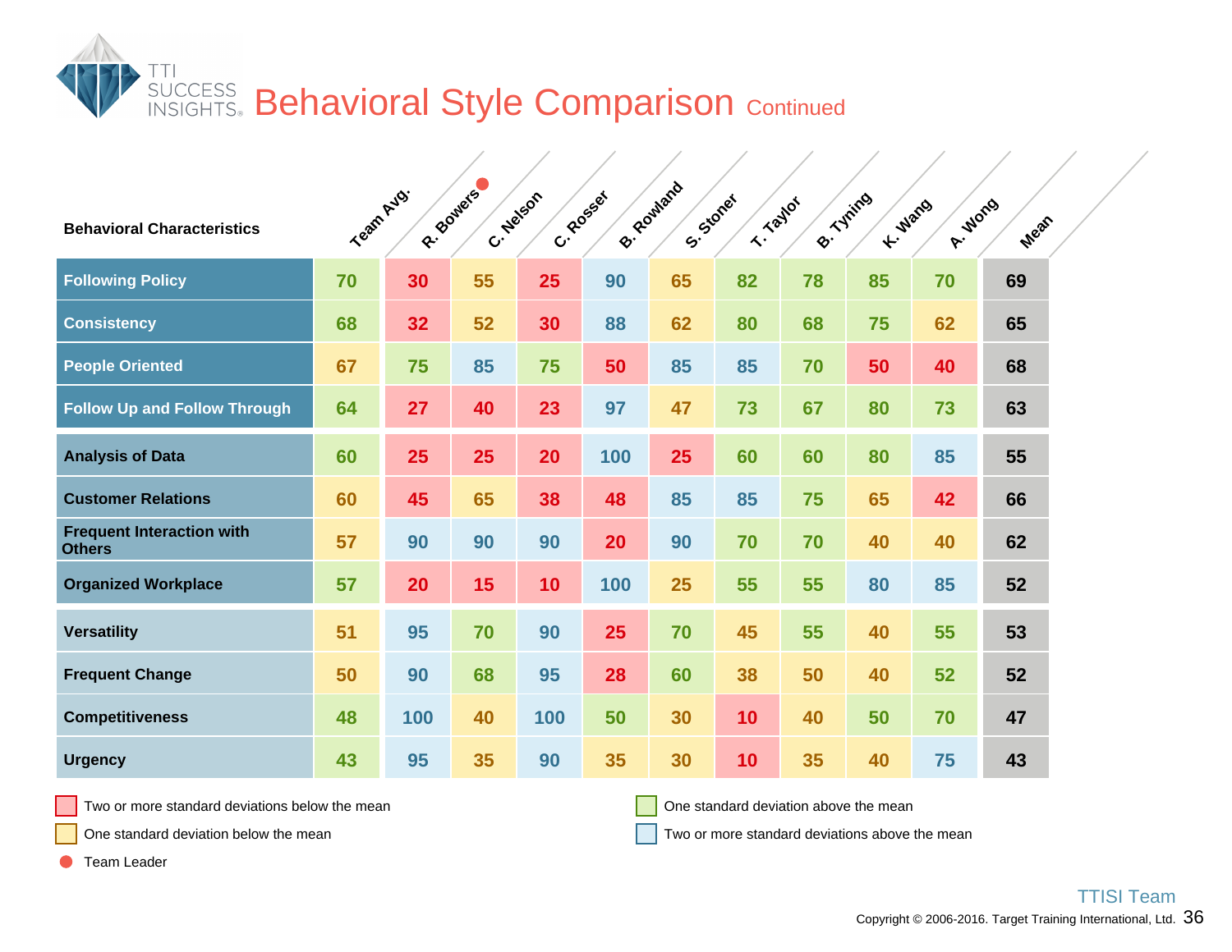# Behavioral Style Comparison Continued

| Behavioral Characteristics | Team Avg. | R. Bowers ● | C. Nelson | C. Rosser | B. Rowland | S. Stoner | T. Taylor | B. Tyning | K. Wang | A. Wong | Mean |
|---|---|---|---|---|---|---|---|---|---|---|---|
| Following Policy | 70 | 30 | 55 | 25 | 90 | 65 | 82 | 78 | 85 | 70 | 69 |
| Consistency | 68 | 32 | 52 | 30 | 88 | 62 | 80 | 68 | 75 | 62 | 65 |
| People Oriented | 67 | 75 | 85 | 75 | 50 | 85 | 85 | 70 | 50 | 40 | 68 |
| Follow Up and Follow Through | 64 | 27 | 40 | 23 | 97 | 47 | 73 | 67 | 80 | 73 | 63 |
| Analysis of Data | 60 | 25 | 25 | 20 | 100 | 25 | 60 | 60 | 80 | 85 | 55 |
| Customer Relations | 60 | 45 | 65 | 38 | 48 | 85 | 85 | 75 | 65 | 42 | 66 |
| Frequent Interaction with Others | 57 | 90 | 90 | 90 | 20 | 90 | 70 | 70 | 40 | 40 | 62 |
| Organized Workplace | 57 | 20 | 15 | 10 | 100 | 25 | 55 | 55 | 80 | 85 | 52 |
| Versatility | 51 | 95 | 70 | 90 | 25 | 70 | 45 | 55 | 40 | 55 | 53 |
| Frequent Change | 50 | 90 | 68 | 95 | 28 | 60 | 38 | 50 | 40 | 52 | 52 |
| Competitiveness | 48 | 100 | 40 | 100 | 50 | 30 | 10 | 40 | 50 | 70 | 47 |
| Urgency | 43 | 95 | 35 | 90 | 35 | 30 | 10 | 35 | 40 | 75 | 43 |

- Two or more standard deviations below the mean
- One standard deviation below the mean
- ● Team Leader
- One standard deviation above the mean
- Two or more standard deviations above the mean

TTISI Team

Copyright © 2006-2016. Target Training International, Ltd.